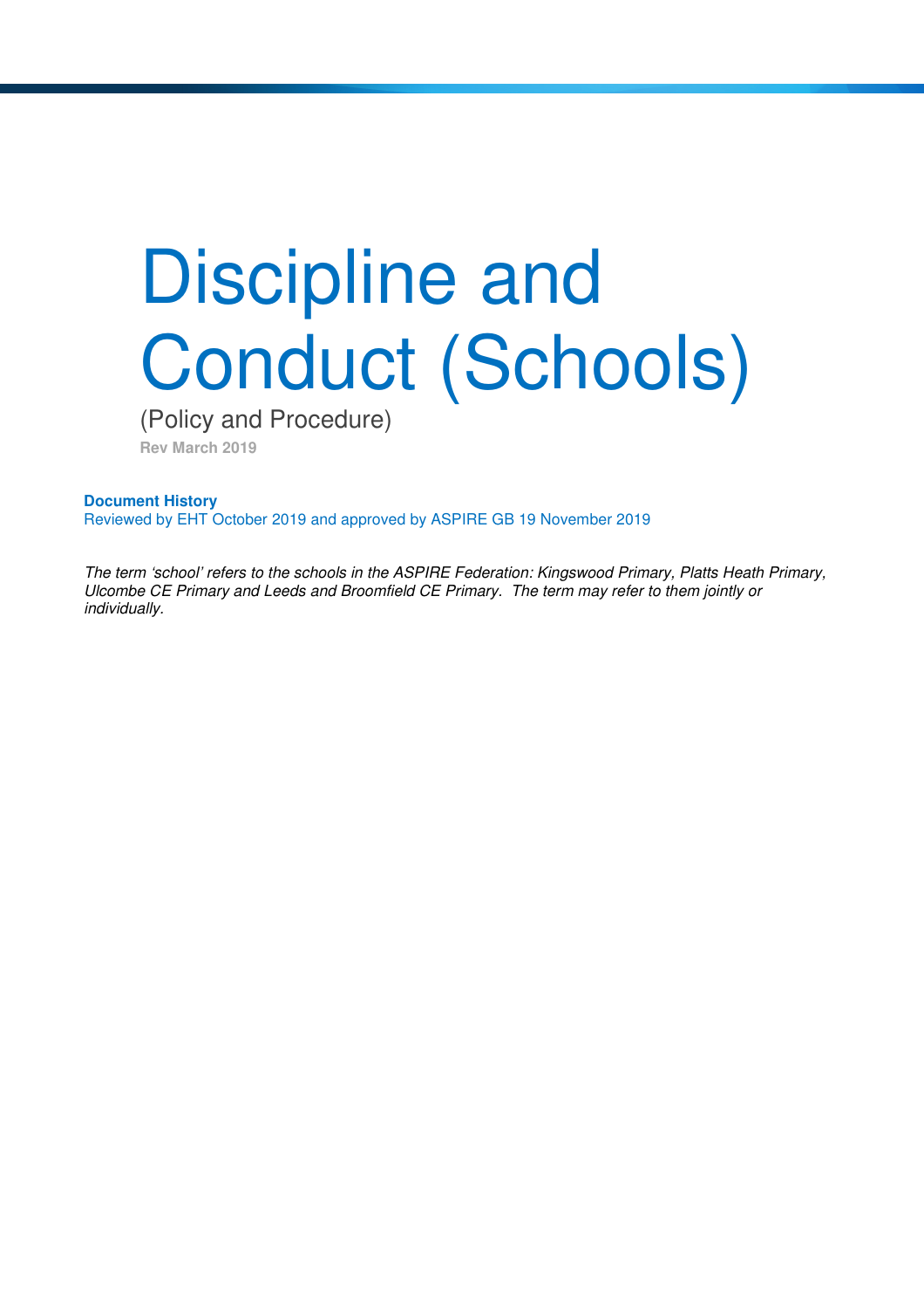# Discipline and Conduct (Schools)

(Policy and Procedure)

**Rev March 2019**

**Document History**

Reviewed by EHT October 2019 and approved by ASPIRE GB 19 November 2019

*The term 'school' refers to the schools in the ASPIRE Federation: Kingswood Primary, Platts Heath Primary, Ulcombe CE Primary and Leeds and Broomfield CE Primary. The term may refer to them jointly or individually.*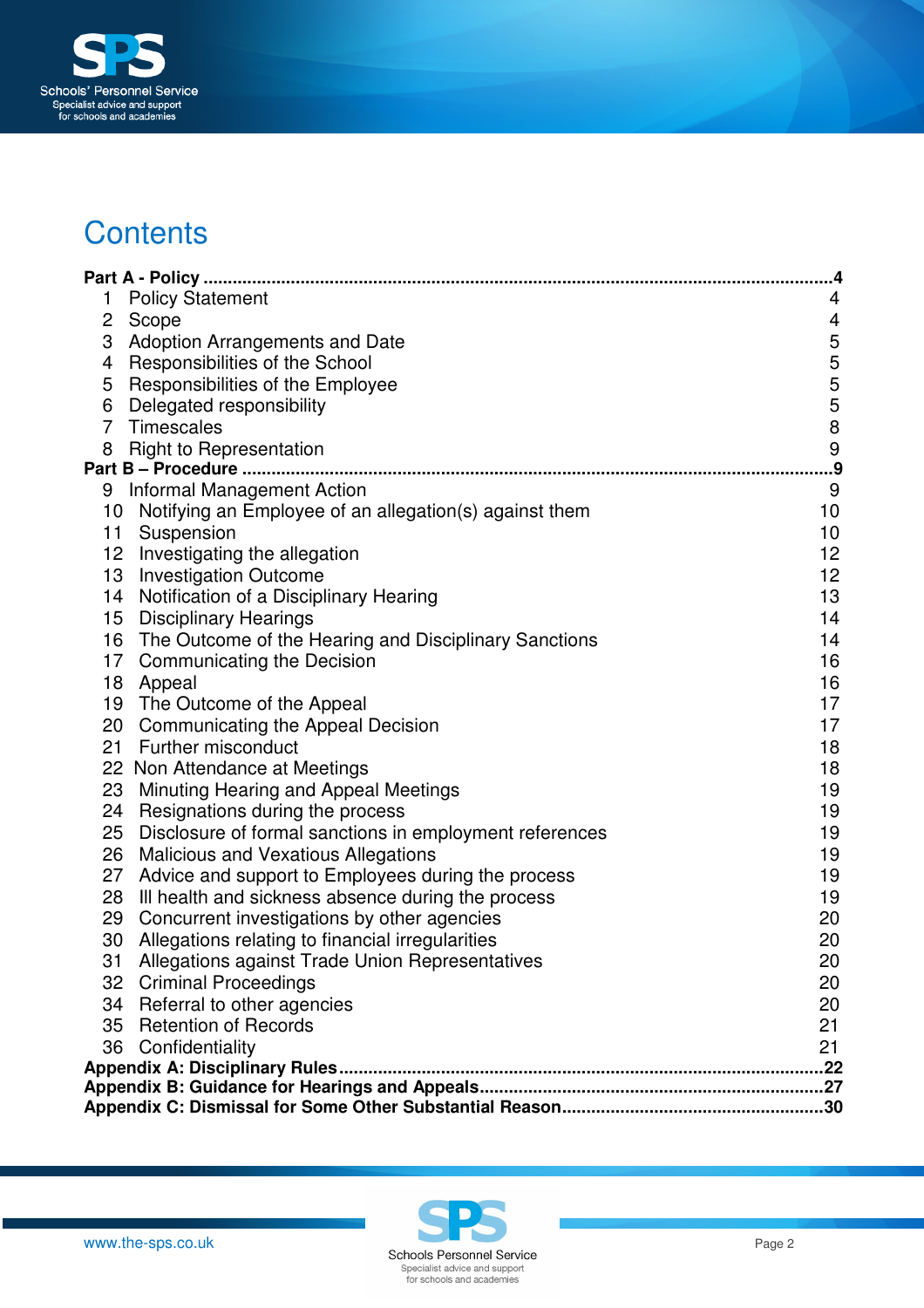# Contents

**Part A - Policy .................................................................................................................4**

1 Policy Statement 4
2 Scope 4
3 Adoption Arrangements and Date 5
4 Responsibilities of the School 5
5 Responsibilities of the Employee 5
6 Delegated responsibility 5
7 Timescales 8
8 Right to Representation 9

**Part B – Procedure .............................................................................................................9**

9 Informal Management Action 9
10 Notifying an Employee of an allegation(s) against them 10
11 Suspension 10
12 Investigating the allegation 12
13 Investigation Outcome 12
14 Notification of a Disciplinary Hearing 13
15 Disciplinary Hearings 14
16 The Outcome of the Hearing and Disciplinary Sanctions 14
17 Communicating the Decision 16
18 Appeal 16
19 The Outcome of the Appeal 17
20 Communicating the Appeal Decision 17
21 Further misconduct 18
22 Non Attendance at Meetings 18
23 Minuting Hearing and Appeal Meetings 19
24 Resignations during the process 19
25 Disclosure of formal sanctions in employment references 19
26 Malicious and Vexatious Allegations 19
27 Advice and support to Employees during the process 19
28 Ill health and sickness absence during the process 19
29 Concurrent investigations by other agencies 20
30 Allegations relating to financial irregularities 20
31 Allegations against Trade Union Representatives 20
32 Criminal Proceedings 20
34 Referral to other agencies 20
35 Retention of Records 21
36 Confidentiality 21

**Appendix A: Disciplinary Rules...................................................................................................22**

**Appendix B: Guidance for Hearings and Appeals.....................................................................27**

**Appendix C: Dismissal for Some Other Substantial Reason......................................................30**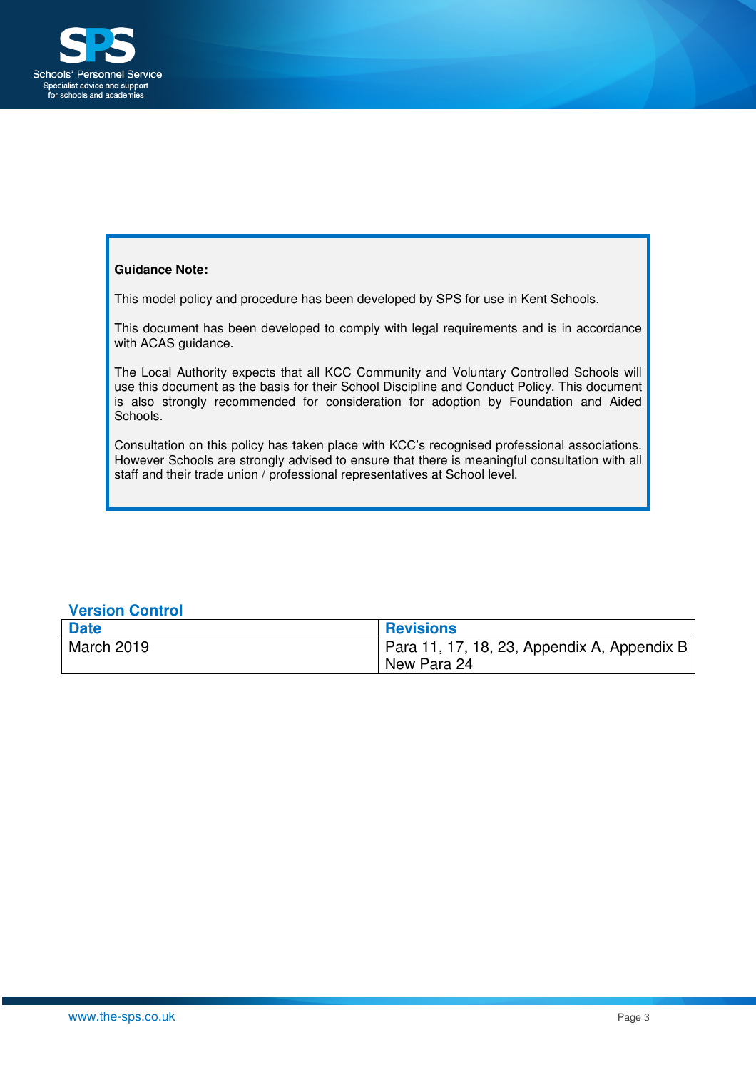**Guidance Note:**

This model policy and procedure has been developed by SPS for use in Kent Schools.

This document has been developed to comply with legal requirements and is in accordance with ACAS guidance.

The Local Authority expects that all KCC Community and Voluntary Controlled Schools will use this document as the basis for their School Discipline and Conduct Policy. This document is also strongly recommended for consideration for adoption by Foundation and Aided Schools.

Consultation on this policy has taken place with KCC's recognised professional associations. However Schools are strongly advised to ensure that there is meaningful consultation with all staff and their trade union / professional representatives at School level.

## Version Control

| Date | Revisions |
|---|---|
| March 2019 | Para 11, 17, 18, 23, Appendix A, Appendix B<br>New Para 24 |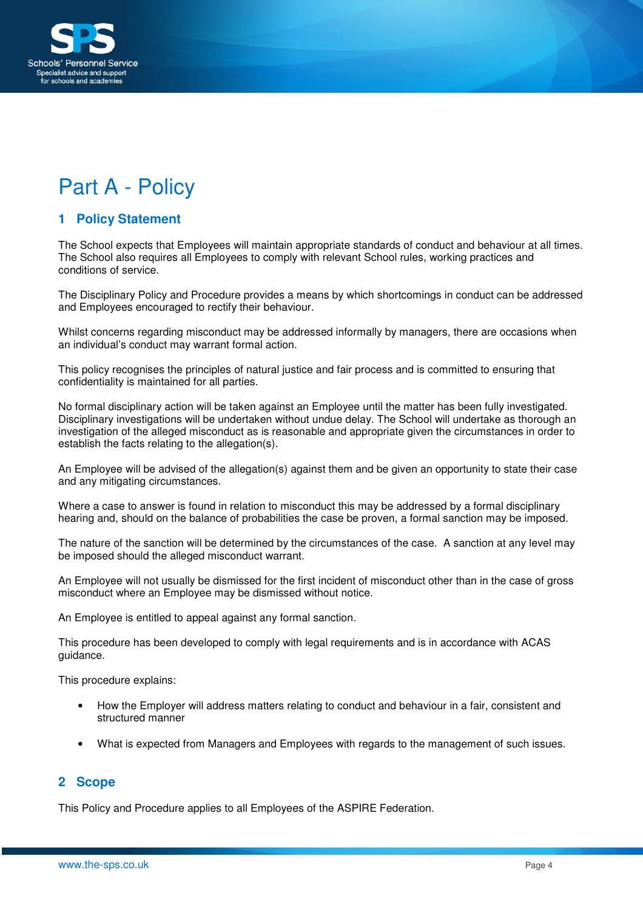# Part A - Policy

## 1 Policy Statement

The School expects that Employees will maintain appropriate standards of conduct and behaviour at all times. The School also requires all Employees to comply with relevant School rules, working practices and conditions of service.

The Disciplinary Policy and Procedure provides a means by which shortcomings in conduct can be addressed and Employees encouraged to rectify their behaviour.

Whilst concerns regarding misconduct may be addressed informally by managers, there are occasions when an individual's conduct may warrant formal action.

This policy recognises the principles of natural justice and fair process and is committed to ensuring that confidentiality is maintained for all parties.

No formal disciplinary action will be taken against an Employee until the matter has been fully investigated. Disciplinary investigations will be undertaken without undue delay. The School will undertake as thorough an investigation of the alleged misconduct as is reasonable and appropriate given the circumstances in order to establish the facts relating to the allegation(s).

An Employee will be advised of the allegation(s) against them and be given an opportunity to state their case and any mitigating circumstances.

Where a case to answer is found in relation to misconduct this may be addressed by a formal disciplinary hearing and, should on the balance of probabilities the case be proven, a formal sanction may be imposed.

The nature of the sanction will be determined by the circumstances of the case. A sanction at any level may be imposed should the alleged misconduct warrant.

An Employee will not usually be dismissed for the first incident of misconduct other than in the case of gross misconduct where an Employee may be dismissed without notice.

An Employee is entitled to appeal against any formal sanction.

This procedure has been developed to comply with legal requirements and is in accordance with ACAS guidance.

This procedure explains:

- How the Employer will address matters relating to conduct and behaviour in a fair, consistent and structured manner
- What is expected from Managers and Employees with regards to the management of such issues.

## 2 Scope

This Policy and Procedure applies to all Employees of the ASPIRE Federation.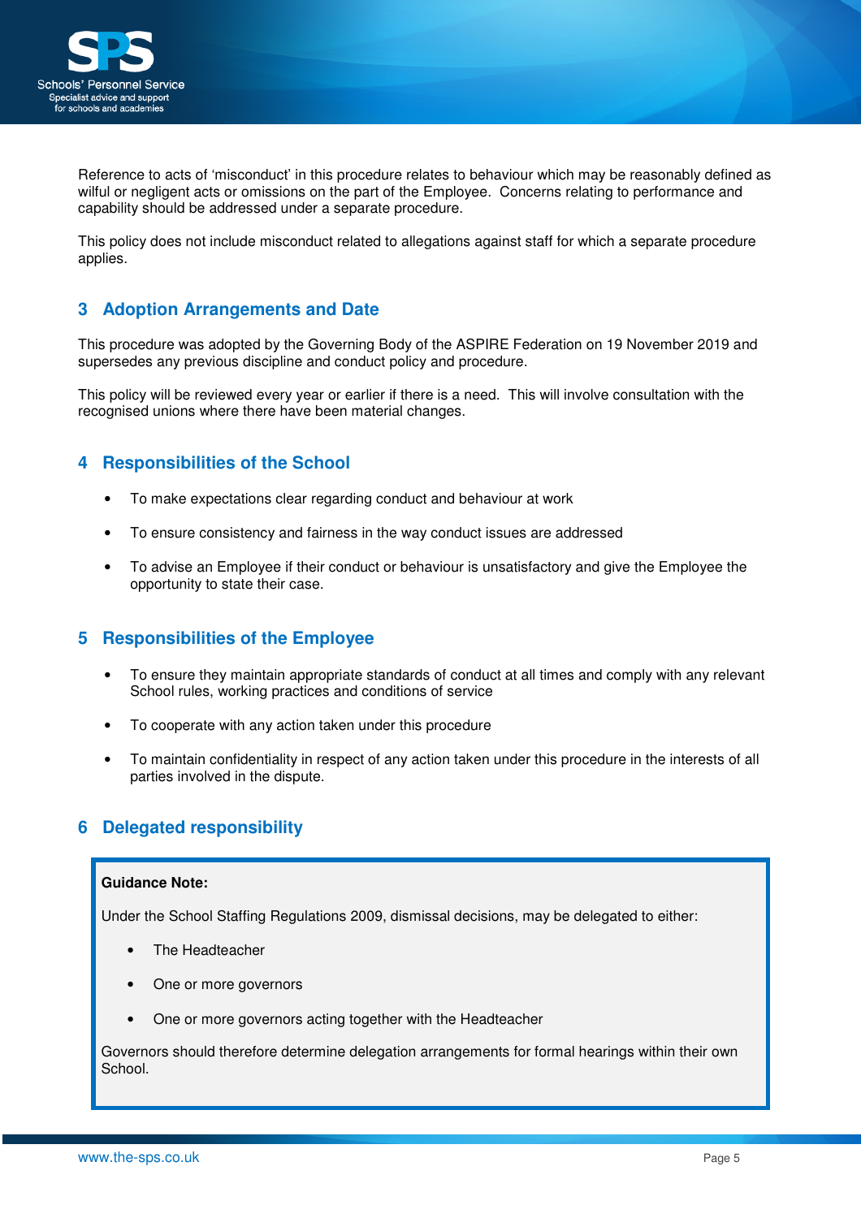Reference to acts of 'misconduct' in this procedure relates to behaviour which may be reasonably defined as wilful or negligent acts or omissions on the part of the Employee. Concerns relating to performance and capability should be addressed under a separate procedure.

This policy does not include misconduct related to allegations against staff for which a separate procedure applies.

## 3 Adoption Arrangements and Date

This procedure was adopted by the Governing Body of the ASPIRE Federation on 19 November 2019 and supersedes any previous discipline and conduct policy and procedure.

This policy will be reviewed every year or earlier if there is a need. This will involve consultation with the recognised unions where there have been material changes.

## 4 Responsibilities of the School

- To make expectations clear regarding conduct and behaviour at work
- To ensure consistency and fairness in the way conduct issues are addressed
- To advise an Employee if their conduct or behaviour is unsatisfactory and give the Employee the opportunity to state their case.

## 5 Responsibilities of the Employee

- To ensure they maintain appropriate standards of conduct at all times and comply with any relevant School rules, working practices and conditions of service
- To cooperate with any action taken under this procedure
- To maintain confidentiality in respect of any action taken under this procedure in the interests of all parties involved in the dispute.

## 6 Delegated responsibility

**Guidance Note:**

Under the School Staffing Regulations 2009, dismissal decisions, may be delegated to either:

- The Headteacher
- One or more governors
- One or more governors acting together with the Headteacher

Governors should therefore determine delegation arrangements for formal hearings within their own School.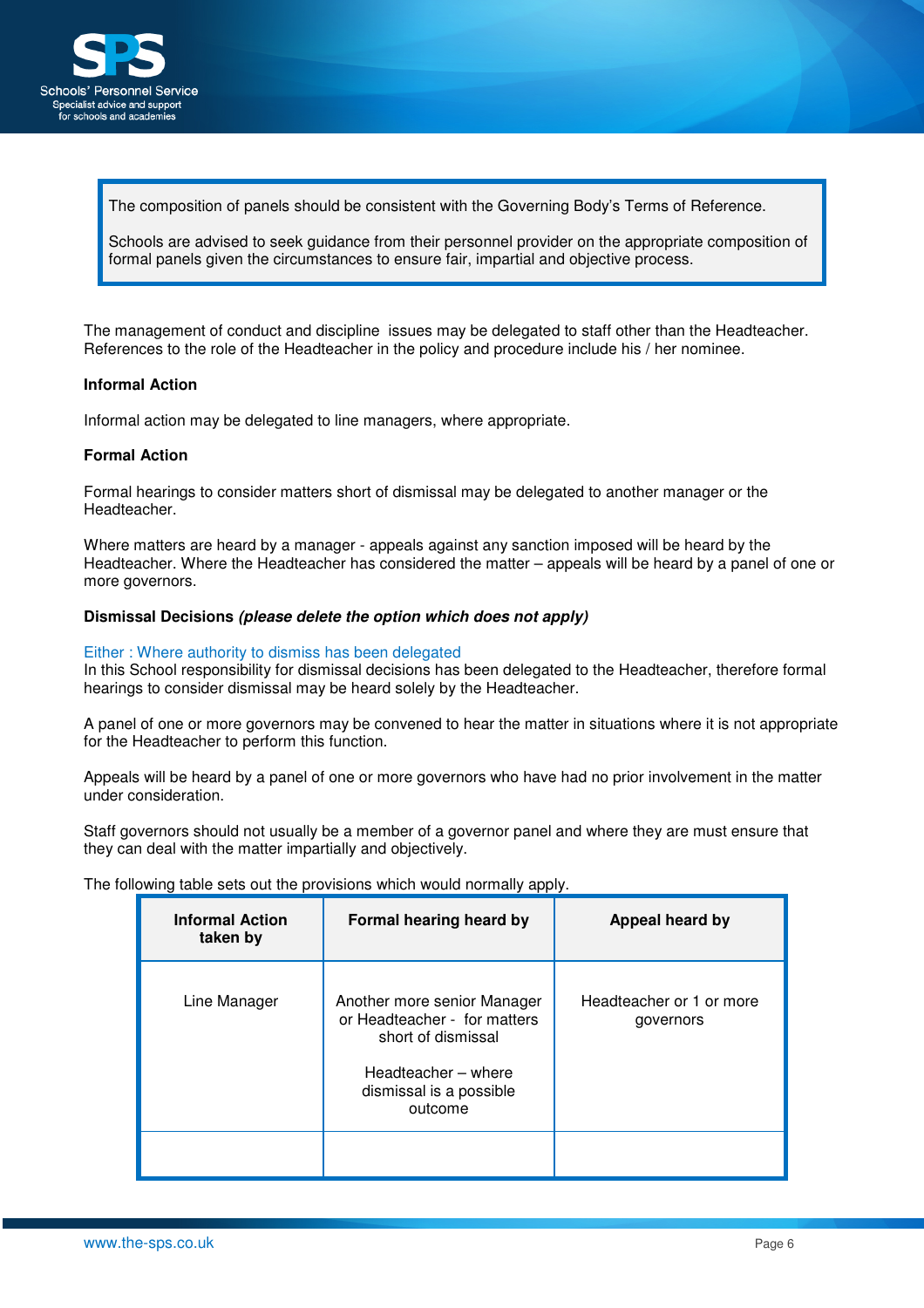> The composition of panels should be consistent with the Governing Body's Terms of Reference.
>
> Schools are advised to seek guidance from their personnel provider on the appropriate composition of formal panels given the circumstances to ensure fair, impartial and objective process.

The management of conduct and discipline issues may be delegated to staff other than the Headteacher. References to the role of the Headteacher in the policy and procedure include his / her nominee.

**Informal Action**

Informal action may be delegated to line managers, where appropriate.

**Formal Action**

Formal hearings to consider matters short of dismissal may be delegated to another manager or the Headteacher.

Where matters are heard by a manager - appeals against any sanction imposed will be heard by the Headteacher. Where the Headteacher has considered the matter – appeals will be heard by a panel of one or more governors.

**Dismissal Decisions *(please delete the option which does not apply)***

Either : Where authority to dismiss has been delegated
In this School responsibility for dismissal decisions has been delegated to the Headteacher, therefore formal hearings to consider dismissal may be heard solely by the Headteacher.

A panel of one or more governors may be convened to hear the matter in situations where it is not appropriate for the Headteacher to perform this function.

Appeals will be heard by a panel of one or more governors who have had no prior involvement in the matter under consideration.

Staff governors should not usually be a member of a governor panel and where they are must ensure that they can deal with the matter impartially and objectively.

The following table sets out the provisions which would normally apply.

| Informal Action taken by | Formal hearing heard by | Appeal heard by |
|---|---|---|
| Line Manager | Another more senior Manager or Headteacher - for matters short of dismissal<br><br>Headteacher – where dismissal is a possible outcome | Headteacher or 1 or more governors |
| | | |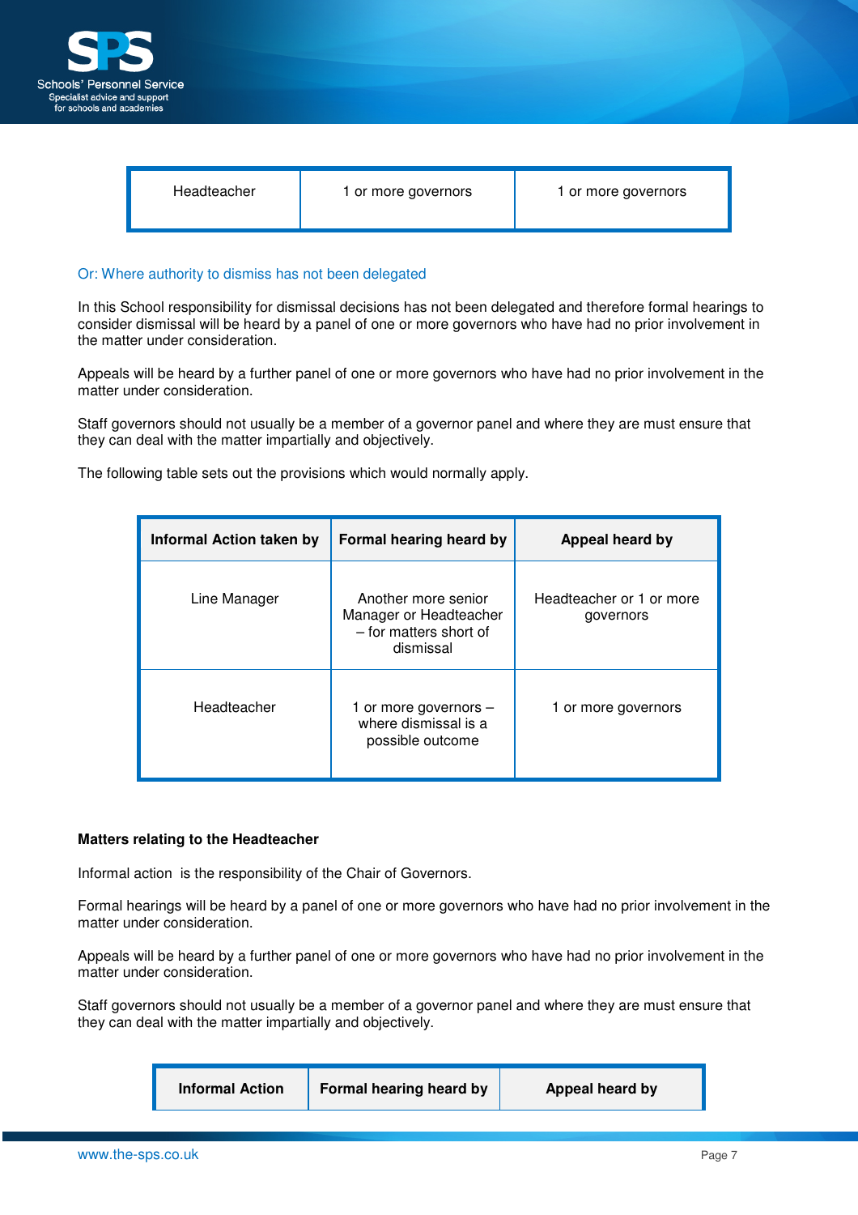| Headteacher | 1 or more governors | 1 or more governors |
|---|---|---|

Or: Where authority to dismiss has not been delegated

In this School responsibility for dismissal decisions has not been delegated and therefore formal hearings to consider dismissal will be heard by a panel of one or more governors who have had no prior involvement in the matter under consideration.

Appeals will be heard by a further panel of one or more governors who have had no prior involvement in the matter under consideration.

Staff governors should not usually be a member of a governor panel and where they are must ensure that they can deal with the matter impartially and objectively.

The following table sets out the provisions which would normally apply.

| Informal Action taken by | Formal hearing heard by | Appeal heard by |
|---|---|---|
| Line Manager | Another more senior Manager or Headteacher – for matters short of dismissal | Headteacher or 1 or more governors |
| Headteacher | 1 or more governors – where dismissal is a possible outcome | 1 or more governors |

**Matters relating to the Headteacher**

Informal action is the responsibility of the Chair of Governors.

Formal hearings will be heard by a panel of one or more governors who have had no prior involvement in the matter under consideration.

Appeals will be heard by a further panel of one or more governors who have had no prior involvement in the matter under consideration.

Staff governors should not usually be a member of a governor panel and where they are must ensure that they can deal with the matter impartially and objectively.

| Informal Action | Formal hearing heard by | Appeal heard by |
|---|---|---|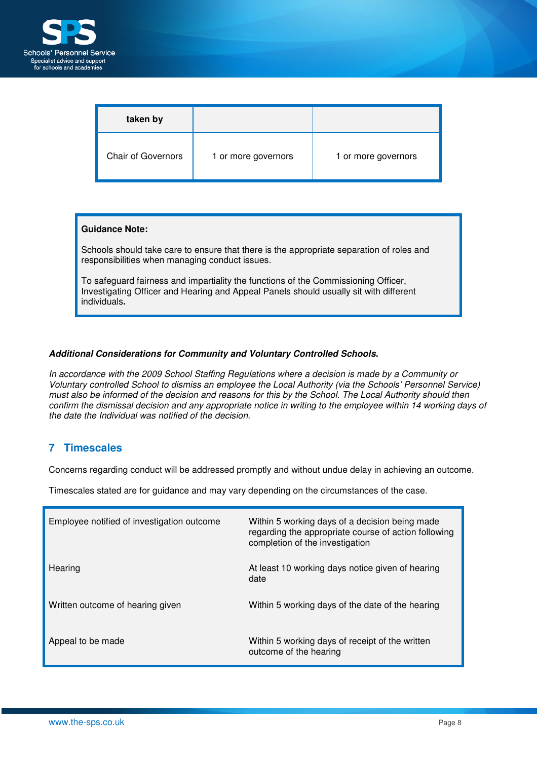| taken by | | |
|---|---|---|
| Chair of Governors | 1 or more governors | 1 or more governors |

**Guidance Note:**

Schools should take care to ensure that there is the appropriate separation of roles and responsibilities when managing conduct issues.

To safeguard fairness and impartiality the functions of the Commissioning Officer, Investigating Officer and Hearing and Appeal Panels should usually sit with different individuals**.**

***Additional Considerations for Community and Voluntary Controlled Schools.***

*In accordance with the 2009 School Staffing Regulations where a decision is made by a Community or Voluntary controlled School to dismiss an employee the Local Authority (via the Schools' Personnel Service) must also be informed of the decision and reasons for this by the School. The Local Authority should then confirm the dismissal decision and any appropriate notice in writing to the employee within 14 working days of the date the Individual was notified of the decision.*

## 7 Timescales

Concerns regarding conduct will be addressed promptly and without undue delay in achieving an outcome.

Timescales stated are for guidance and may vary depending on the circumstances of the case.

| | |
|---|---|
| Employee notified of investigation outcome | Within 5 working days of a decision being made regarding the appropriate course of action following completion of the investigation |
| Hearing | At least 10 working days notice given of hearing date |
| Written outcome of hearing given | Within 5 working days of the date of the hearing |
| Appeal to be made | Within 5 working days of receipt of the written outcome of the hearing |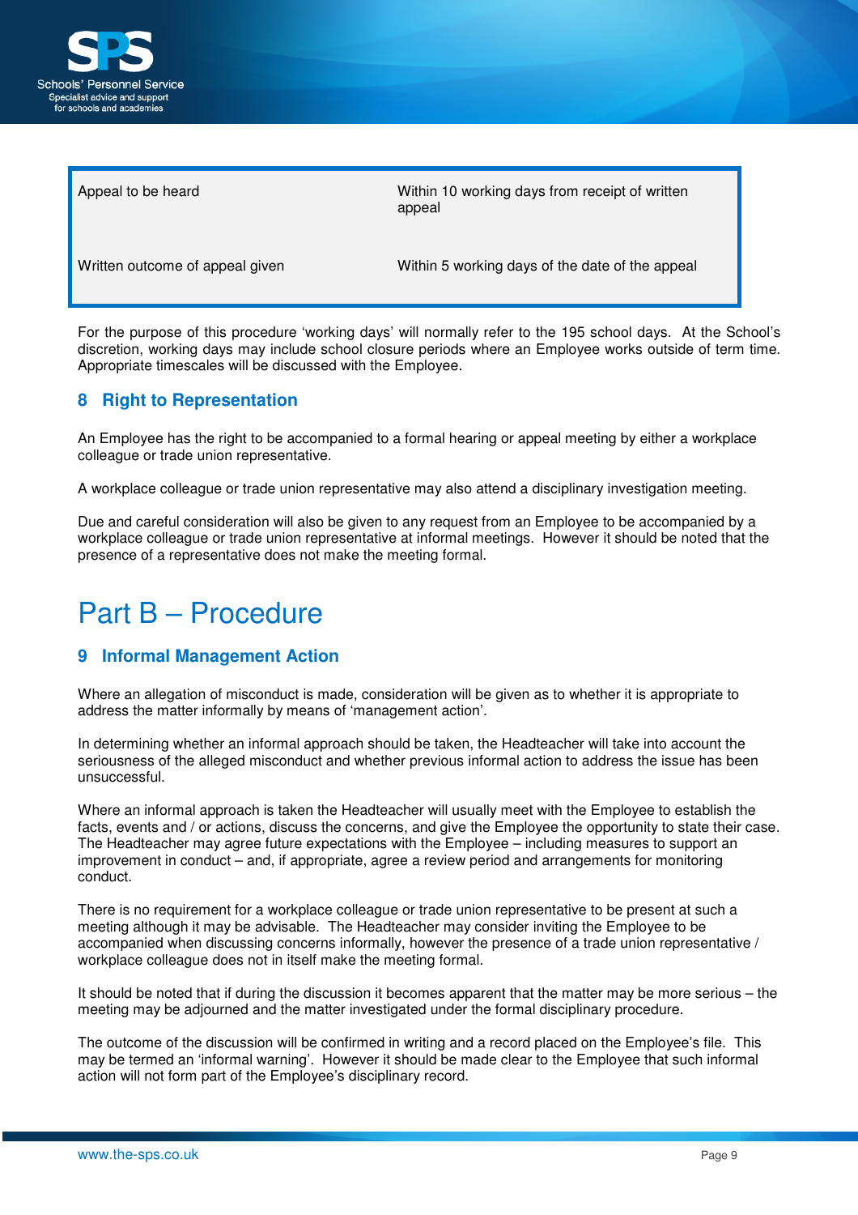| | |
|---|---|
| Appeal to be heard | Within 10 working days from receipt of written appeal |
| Written outcome of appeal given | Within 5 working days of the date of the appeal |

For the purpose of this procedure 'working days' will normally refer to the 195 school days. At the School's discretion, working days may include school closure periods where an Employee works outside of term time. Appropriate timescales will be discussed with the Employee.

## 8 Right to Representation

An Employee has the right to be accompanied to a formal hearing or appeal meeting by either a workplace colleague or trade union representative.

A workplace colleague or trade union representative may also attend a disciplinary investigation meeting.

Due and careful consideration will also be given to any request from an Employee to be accompanied by a workplace colleague or trade union representative at informal meetings. However it should be noted that the presence of a representative does not make the meeting formal.

# Part B – Procedure

## 9 Informal Management Action

Where an allegation of misconduct is made, consideration will be given as to whether it is appropriate to address the matter informally by means of 'management action'.

In determining whether an informal approach should be taken, the Headteacher will take into account the seriousness of the alleged misconduct and whether previous informal action to address the issue has been unsuccessful.

Where an informal approach is taken the Headteacher will usually meet with the Employee to establish the facts, events and / or actions, discuss the concerns, and give the Employee the opportunity to state their case. The Headteacher may agree future expectations with the Employee – including measures to support an improvement in conduct – and, if appropriate, agree a review period and arrangements for monitoring conduct.

There is no requirement for a workplace colleague or trade union representative to be present at such a meeting although it may be advisable. The Headteacher may consider inviting the Employee to be accompanied when discussing concerns informally, however the presence of a trade union representative / workplace colleague does not in itself make the meeting formal.

It should be noted that if during the discussion it becomes apparent that the matter may be more serious – the meeting may be adjourned and the matter investigated under the formal disciplinary procedure.

The outcome of the discussion will be confirmed in writing and a record placed on the Employee's file. This may be termed an 'informal warning'. However it should be made clear to the Employee that such informal action will not form part of the Employee's disciplinary record.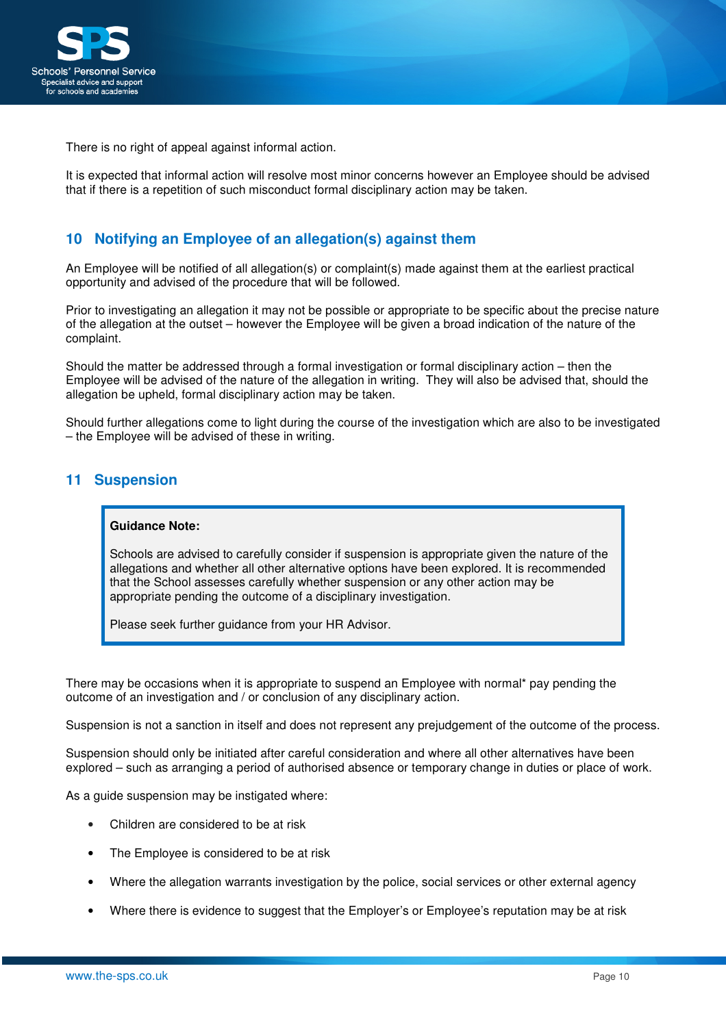There is no right of appeal against informal action.

It is expected that informal action will resolve most minor concerns however an Employee should be advised that if there is a repetition of such misconduct formal disciplinary action may be taken.

## 10 Notifying an Employee of an allegation(s) against them

An Employee will be notified of all allegation(s) or complaint(s) made against them at the earliest practical opportunity and advised of the procedure that will be followed.

Prior to investigating an allegation it may not be possible or appropriate to be specific about the precise nature of the allegation at the outset – however the Employee will be given a broad indication of the nature of the complaint.

Should the matter be addressed through a formal investigation or formal disciplinary action – then the Employee will be advised of the nature of the allegation in writing. They will also be advised that, should the allegation be upheld, formal disciplinary action may be taken.

Should further allegations come to light during the course of the investigation which are also to be investigated – the Employee will be advised of these in writing.

## 11 Suspension

> **Guidance Note:**
>
> Schools are advised to carefully consider if suspension is appropriate given the nature of the allegations and whether all other alternative options have been explored. It is recommended that the School assesses carefully whether suspension or any other action may be appropriate pending the outcome of a disciplinary investigation.
>
> Please seek further guidance from your HR Advisor.

There may be occasions when it is appropriate to suspend an Employee with normal* pay pending the outcome of an investigation and / or conclusion of any disciplinary action.

Suspension is not a sanction in itself and does not represent any prejudgement of the outcome of the process.

Suspension should only be initiated after careful consideration and where all other alternatives have been explored – such as arranging a period of authorised absence or temporary change in duties or place of work.

As a guide suspension may be instigated where:

- Children are considered to be at risk
- The Employee is considered to be at risk
- Where the allegation warrants investigation by the police, social services or other external agency
- Where there is evidence to suggest that the Employer's or Employee's reputation may be at risk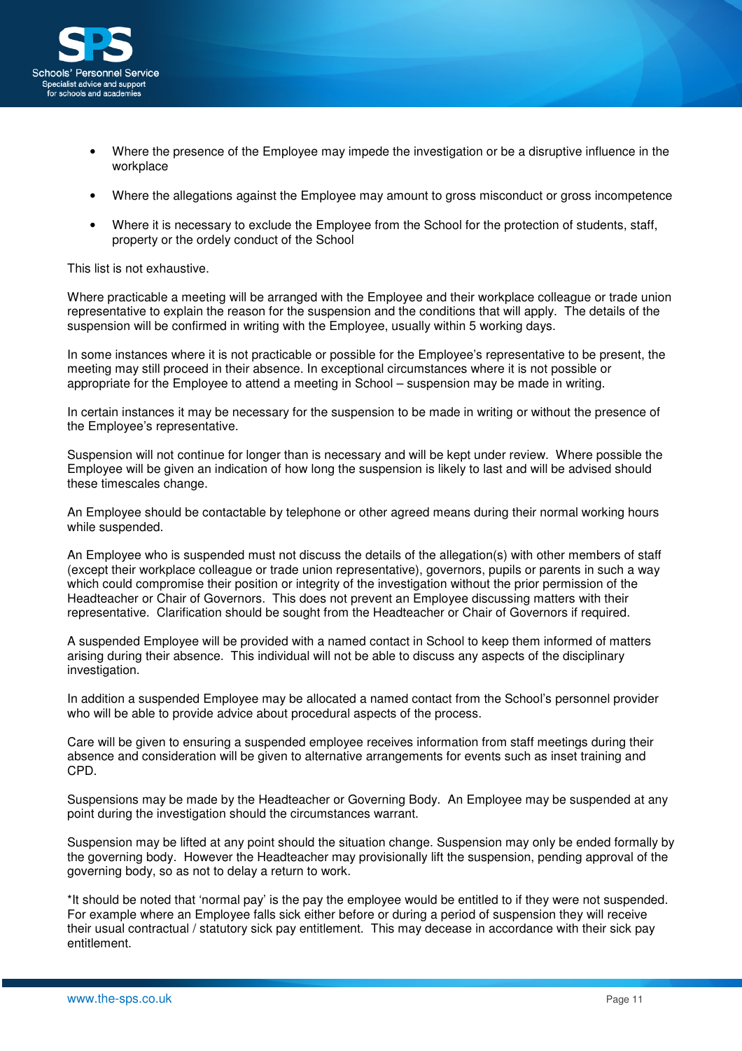- Where the presence of the Employee may impede the investigation or be a disruptive influence in the workplace

- Where the allegations against the Employee may amount to gross misconduct or gross incompetence

- Where it is necessary to exclude the Employee from the School for the protection of students, staff, property or the ordely conduct of the School

This list is not exhaustive.

Where practicable a meeting will be arranged with the Employee and their workplace colleague or trade union representative to explain the reason for the suspension and the conditions that will apply. The details of the suspension will be confirmed in writing with the Employee, usually within 5 working days.

In some instances where it is not practicable or possible for the Employee's representative to be present, the meeting may still proceed in their absence. In exceptional circumstances where it is not possible or appropriate for the Employee to attend a meeting in School – suspension may be made in writing.

In certain instances it may be necessary for the suspension to be made in writing or without the presence of the Employee's representative.

Suspension will not continue for longer than is necessary and will be kept under review. Where possible the Employee will be given an indication of how long the suspension is likely to last and will be advised should these timescales change.

An Employee should be contactable by telephone or other agreed means during their normal working hours while suspended.

An Employee who is suspended must not discuss the details of the allegation(s) with other members of staff (except their workplace colleague or trade union representative), governors, pupils or parents in such a way which could compromise their position or integrity of the investigation without the prior permission of the Headteacher or Chair of Governors. This does not prevent an Employee discussing matters with their representative. Clarification should be sought from the Headteacher or Chair of Governors if required.

A suspended Employee will be provided with a named contact in School to keep them informed of matters arising during their absence. This individual will not be able to discuss any aspects of the disciplinary investigation.

In addition a suspended Employee may be allocated a named contact from the School's personnel provider who will be able to provide advice about procedural aspects of the process.

Care will be given to ensuring a suspended employee receives information from staff meetings during their absence and consideration will be given to alternative arrangements for events such as inset training and CPD.

Suspensions may be made by the Headteacher or Governing Body. An Employee may be suspended at any point during the investigation should the circumstances warrant.

Suspension may be lifted at any point should the situation change. Suspension may only be ended formally by the governing body. However the Headteacher may provisionally lift the suspension, pending approval of the governing body, so as not to delay a return to work.

*It should be noted that 'normal pay' is the pay the employee would be entitled to if they were not suspended. For example where an Employee falls sick either before or during a period of suspension they will receive their usual contractual / statutory sick pay entitlement. This may decease in accordance with their sick pay entitlement.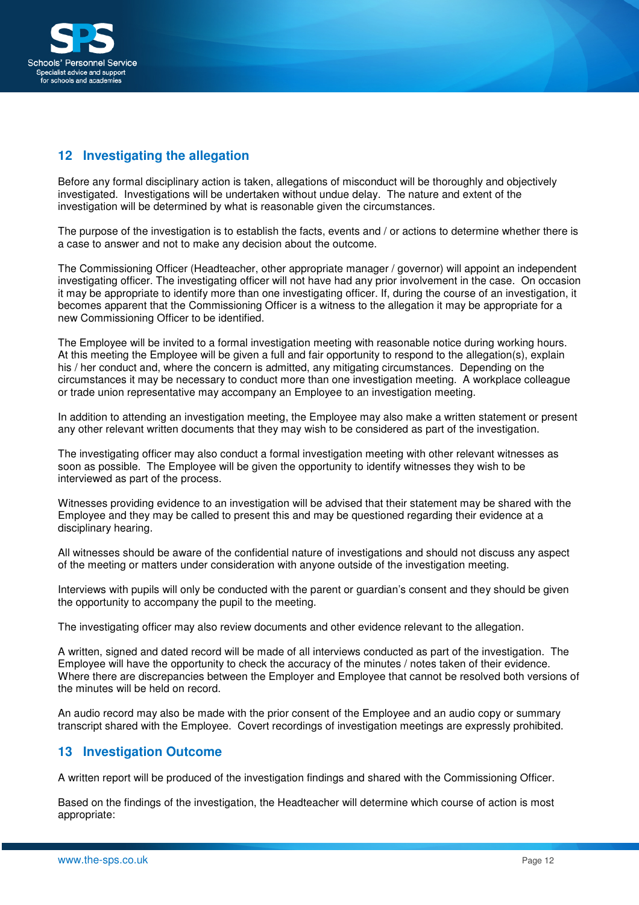## 12 Investigating the allegation

Before any formal disciplinary action is taken, allegations of misconduct will be thoroughly and objectively investigated. Investigations will be undertaken without undue delay. The nature and extent of the investigation will be determined by what is reasonable given the circumstances.

The purpose of the investigation is to establish the facts, events and / or actions to determine whether there is a case to answer and not to make any decision about the outcome.

The Commissioning Officer (Headteacher, other appropriate manager / governor) will appoint an independent investigating officer. The investigating officer will not have had any prior involvement in the case. On occasion it may be appropriate to identify more than one investigating officer. If, during the course of an investigation, it becomes apparent that the Commissioning Officer is a witness to the allegation it may be appropriate for a new Commissioning Officer to be identified.

The Employee will be invited to a formal investigation meeting with reasonable notice during working hours. At this meeting the Employee will be given a full and fair opportunity to respond to the allegation(s), explain his / her conduct and, where the concern is admitted, any mitigating circumstances. Depending on the circumstances it may be necessary to conduct more than one investigation meeting. A workplace colleague or trade union representative may accompany an Employee to an investigation meeting.

In addition to attending an investigation meeting, the Employee may also make a written statement or present any other relevant written documents that they may wish to be considered as part of the investigation.

The investigating officer may also conduct a formal investigation meeting with other relevant witnesses as soon as possible. The Employee will be given the opportunity to identify witnesses they wish to be interviewed as part of the process.

Witnesses providing evidence to an investigation will be advised that their statement may be shared with the Employee and they may be called to present this and may be questioned regarding their evidence at a disciplinary hearing.

All witnesses should be aware of the confidential nature of investigations and should not discuss any aspect of the meeting or matters under consideration with anyone outside of the investigation meeting.

Interviews with pupils will only be conducted with the parent or guardian's consent and they should be given the opportunity to accompany the pupil to the meeting.

The investigating officer may also review documents and other evidence relevant to the allegation.

A written, signed and dated record will be made of all interviews conducted as part of the investigation. The Employee will have the opportunity to check the accuracy of the minutes / notes taken of their evidence. Where there are discrepancies between the Employer and Employee that cannot be resolved both versions of the minutes will be held on record.

An audio record may also be made with the prior consent of the Employee and an audio copy or summary transcript shared with the Employee. Covert recordings of investigation meetings are expressly prohibited.

## 13 Investigation Outcome

A written report will be produced of the investigation findings and shared with the Commissioning Officer.

Based on the findings of the investigation, the Headteacher will determine which course of action is most appropriate: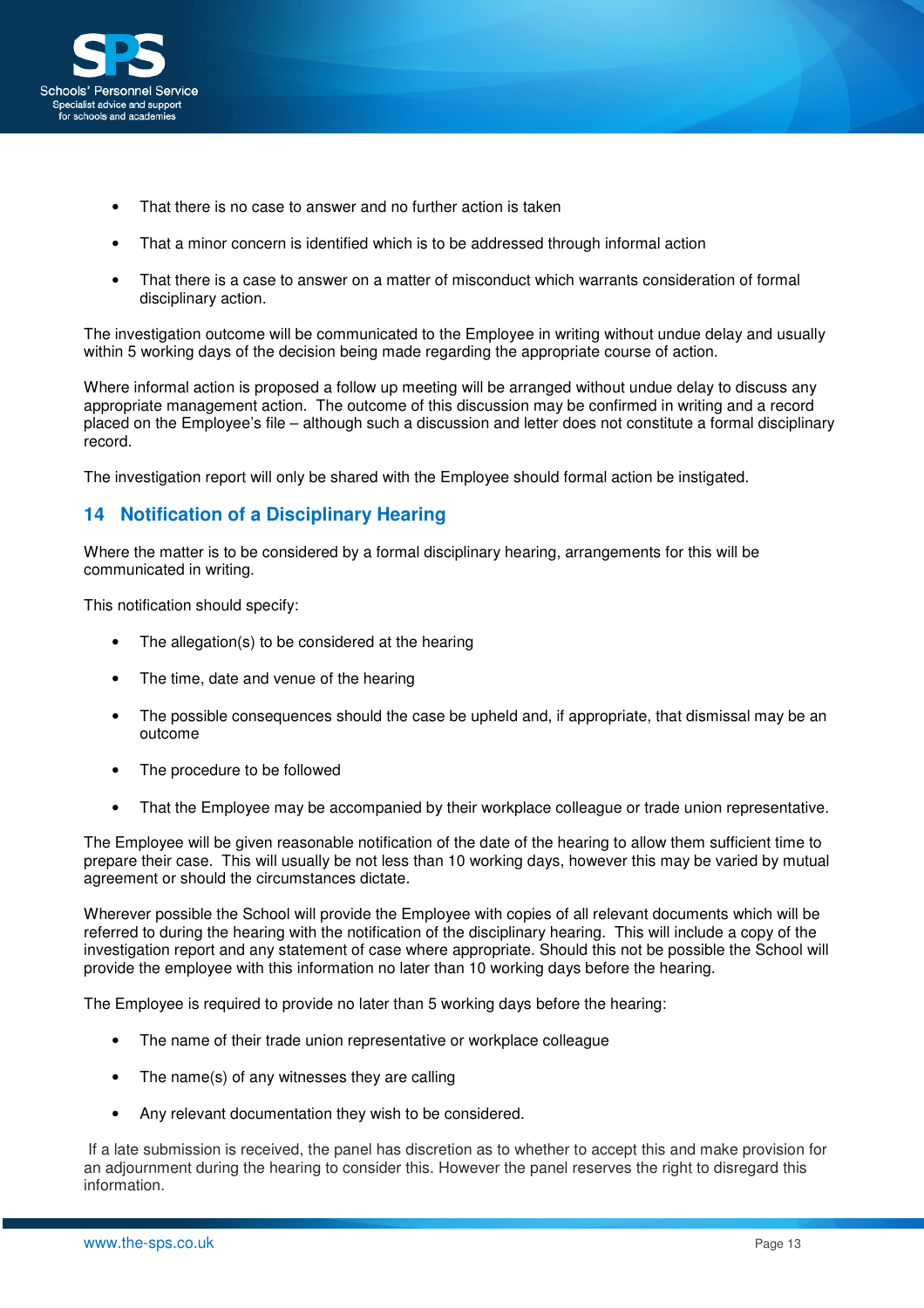- That there is no case to answer and no further action is taken
- That a minor concern is identified which is to be addressed through informal action
- That there is a case to answer on a matter of misconduct which warrants consideration of formal disciplinary action.

The investigation outcome will be communicated to the Employee in writing without undue delay and usually within 5 working days of the decision being made regarding the appropriate course of action.

Where informal action is proposed a follow up meeting will be arranged without undue delay to discuss any appropriate management action. The outcome of this discussion may be confirmed in writing and a record placed on the Employee's file – although such a discussion and letter does not constitute a formal disciplinary record.

The investigation report will only be shared with the Employee should formal action be instigated.

## 14 Notification of a Disciplinary Hearing

Where the matter is to be considered by a formal disciplinary hearing, arrangements for this will be communicated in writing.

This notification should specify:

- The allegation(s) to be considered at the hearing
- The time, date and venue of the hearing
- The possible consequences should the case be upheld and, if appropriate, that dismissal may be an outcome
- The procedure to be followed
- That the Employee may be accompanied by their workplace colleague or trade union representative.

The Employee will be given reasonable notification of the date of the hearing to allow them sufficient time to prepare their case. This will usually be not less than 10 working days, however this may be varied by mutual agreement or should the circumstances dictate.

Wherever possible the School will provide the Employee with copies of all relevant documents which will be referred to during the hearing with the notification of the disciplinary hearing. This will include a copy of the investigation report and any statement of case where appropriate. Should this not be possible the School will provide the employee with this information no later than 10 working days before the hearing.

The Employee is required to provide no later than 5 working days before the hearing:

- The name of their trade union representative or workplace colleague
- The name(s) of any witnesses they are calling
- Any relevant documentation they wish to be considered.

If a late submission is received, the panel has discretion as to whether to accept this and make provision for an adjournment during the hearing to consider this. However the panel reserves the right to disregard this information.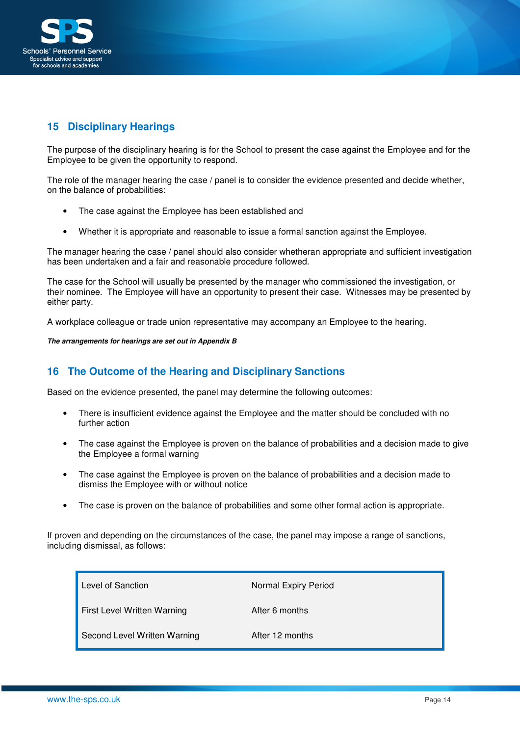## 15 Disciplinary Hearings

The purpose of the disciplinary hearing is for the School to present the case against the Employee and for the Employee to be given the opportunity to respond.

The role of the manager hearing the case / panel is to consider the evidence presented and decide whether, on the balance of probabilities:

- The case against the Employee has been established and
- Whether it is appropriate and reasonable to issue a formal sanction against the Employee.

The manager hearing the case / panel should also consider whetheran appropriate and sufficient investigation has been undertaken and a fair and reasonable procedure followed.

The case for the School will usually be presented by the manager who commissioned the investigation, or their nominee. The Employee will have an opportunity to present their case. Witnesses may be presented by either party.

A workplace colleague or trade union representative may accompany an Employee to the hearing.

***The arrangements for hearings are set out in Appendix B***

## 16 The Outcome of the Hearing and Disciplinary Sanctions

Based on the evidence presented, the panel may determine the following outcomes:

- There is insufficient evidence against the Employee and the matter should be concluded with no further action
- The case against the Employee is proven on the balance of probabilities and a decision made to give the Employee a formal warning
- The case against the Employee is proven on the balance of probabilities and a decision made to dismiss the Employee with or without notice
- The case is proven on the balance of probabilities and some other formal action is appropriate.

If proven and depending on the circumstances of the case, the panel may impose a range of sanctions, including dismissal, as follows:

| Level of Sanction | Normal Expiry Period |
|---|---|
| First Level Written Warning | After 6 months |
| Second Level Written Warning | After 12 months |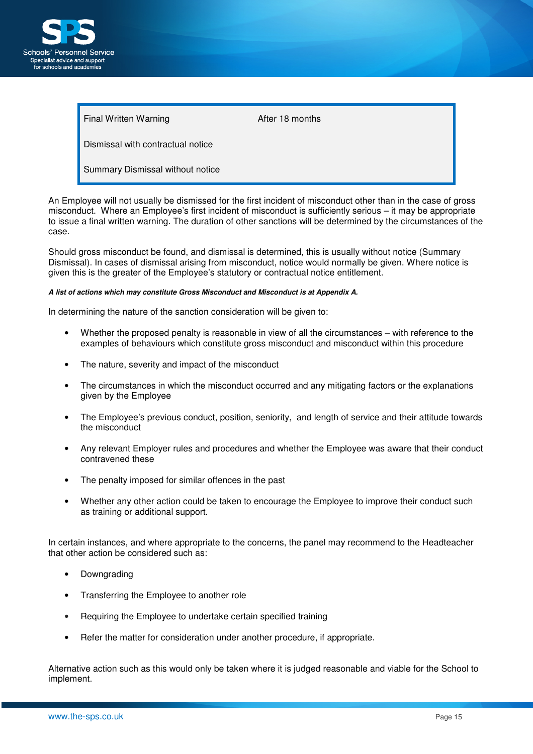| | |
|---|---|
| Final Written Warning | After 18 months |
| Dismissal with contractual notice | |
| Summary Dismissal without notice | |

An Employee will not usually be dismissed for the first incident of misconduct other than in the case of gross misconduct. Where an Employee's first incident of misconduct is sufficiently serious – it may be appropriate to issue a final written warning. The duration of other sanctions will be determined by the circumstances of the case.

Should gross misconduct be found, and dismissal is determined, this is usually without notice (Summary Dismissal). In cases of dismissal arising from misconduct, notice would normally be given. Where notice is given this is the greater of the Employee's statutory or contractual notice entitlement.

***A list of actions which may constitute Gross Misconduct and Misconduct is at Appendix A.***

In determining the nature of the sanction consideration will be given to:

- Whether the proposed penalty is reasonable in view of all the circumstances – with reference to the examples of behaviours which constitute gross misconduct and misconduct within this procedure
- The nature, severity and impact of the misconduct
- The circumstances in which the misconduct occurred and any mitigating factors or the explanations given by the Employee
- The Employee's previous conduct, position, seniority, and length of service and their attitude towards the misconduct
- Any relevant Employer rules and procedures and whether the Employee was aware that their conduct contravened these
- The penalty imposed for similar offences in the past
- Whether any other action could be taken to encourage the Employee to improve their conduct such as training or additional support.

In certain instances, and where appropriate to the concerns, the panel may recommend to the Headteacher that other action be considered such as:

- Downgrading
- Transferring the Employee to another role
- Requiring the Employee to undertake certain specified training
- Refer the matter for consideration under another procedure, if appropriate.

Alternative action such as this would only be taken where it is judged reasonable and viable for the School to implement.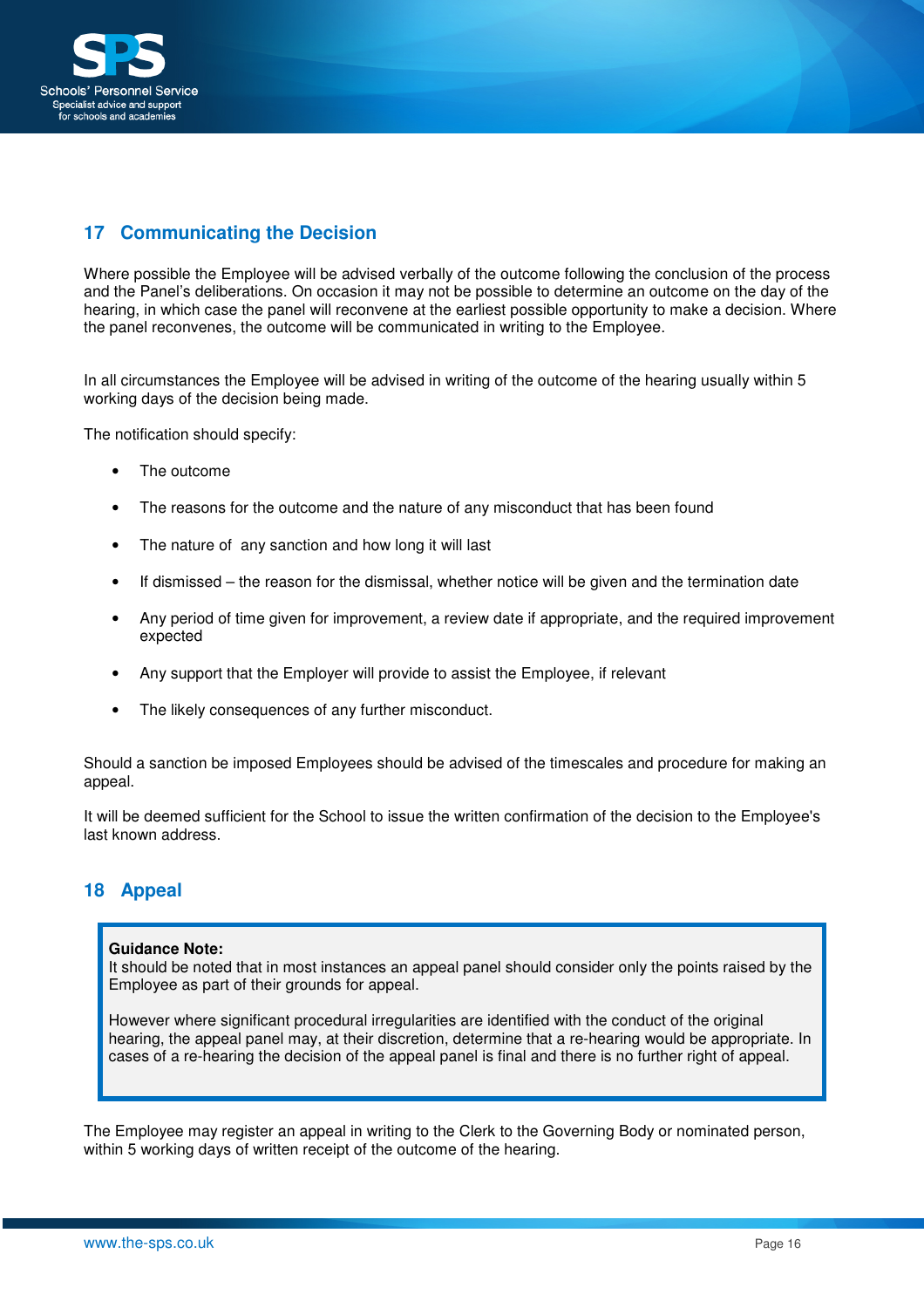## 17 Communicating the Decision

Where possible the Employee will be advised verbally of the outcome following the conclusion of the process and the Panel's deliberations. On occasion it may not be possible to determine an outcome on the day of the hearing, in which case the panel will reconvene at the earliest possible opportunity to make a decision. Where the panel reconvenes, the outcome will be communicated in writing to the Employee.

In all circumstances the Employee will be advised in writing of the outcome of the hearing usually within 5 working days of the decision being made.

The notification should specify:

- The outcome
- The reasons for the outcome and the nature of any misconduct that has been found
- The nature of any sanction and how long it will last
- If dismissed – the reason for the dismissal, whether notice will be given and the termination date
- Any period of time given for improvement, a review date if appropriate, and the required improvement expected
- Any support that the Employer will provide to assist the Employee, if relevant
- The likely consequences of any further misconduct.

Should a sanction be imposed Employees should be advised of the timescales and procedure for making an appeal.

It will be deemed sufficient for the School to issue the written confirmation of the decision to the Employee's last known address.

## 18 Appeal

> **Guidance Note:**
> It should be noted that in most instances an appeal panel should consider only the points raised by the Employee as part of their grounds for appeal.
>
> However where significant procedural irregularities are identified with the conduct of the original hearing, the appeal panel may, at their discretion, determine that a re-hearing would be appropriate. In cases of a re-hearing the decision of the appeal panel is final and there is no further right of appeal.

The Employee may register an appeal in writing to the Clerk to the Governing Body or nominated person, within 5 working days of written receipt of the outcome of the hearing.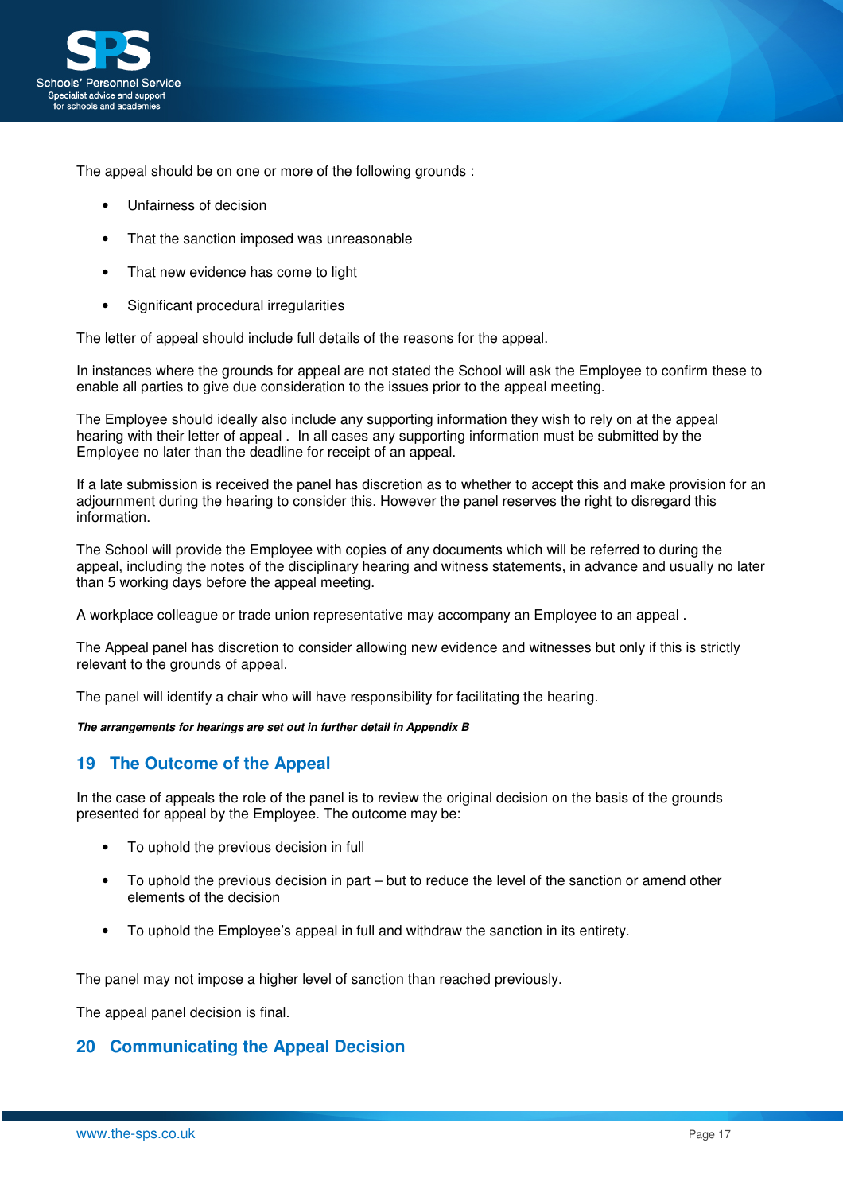The appeal should be on one or more of the following grounds :

- Unfairness of decision
- That the sanction imposed was unreasonable
- That new evidence has come to light
- Significant procedural irregularities

The letter of appeal should include full details of the reasons for the appeal.

In instances where the grounds for appeal are not stated the School will ask the Employee to confirm these to enable all parties to give due consideration to the issues prior to the appeal meeting.

The Employee should ideally also include any supporting information they wish to rely on at the appeal hearing with their letter of appeal . In all cases any supporting information must be submitted by the Employee no later than the deadline for receipt of an appeal.

If a late submission is received the panel has discretion as to whether to accept this and make provision for an adjournment during the hearing to consider this. However the panel reserves the right to disregard this information.

The School will provide the Employee with copies of any documents which will be referred to during the appeal, including the notes of the disciplinary hearing and witness statements, in advance and usually no later than 5 working days before the appeal meeting.

A workplace colleague or trade union representative may accompany an Employee to an appeal .

The Appeal panel has discretion to consider allowing new evidence and witnesses but only if this is strictly relevant to the grounds of appeal.

The panel will identify a chair who will have responsibility for facilitating the hearing.

***The arrangements for hearings are set out in further detail in Appendix B***

## 19 The Outcome of the Appeal

In the case of appeals the role of the panel is to review the original decision on the basis of the grounds presented for appeal by the Employee. The outcome may be:

- To uphold the previous decision in full
- To uphold the previous decision in part – but to reduce the level of the sanction or amend other elements of the decision
- To uphold the Employee's appeal in full and withdraw the sanction in its entirety.

The panel may not impose a higher level of sanction than reached previously.

The appeal panel decision is final.

## 20 Communicating the Appeal Decision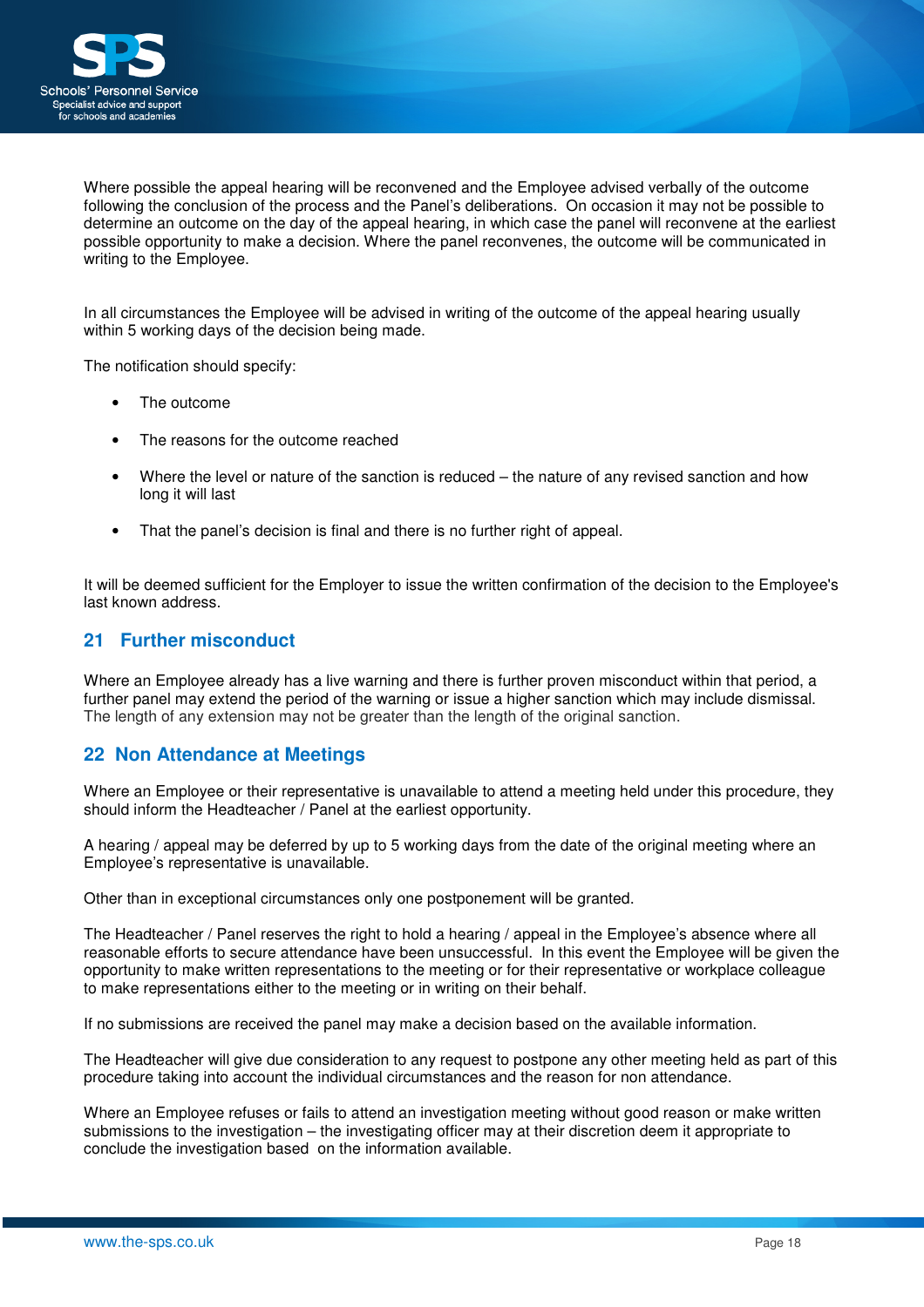Where possible the appeal hearing will be reconvened and the Employee advised verbally of the outcome following the conclusion of the process and the Panel's deliberations. On occasion it may not be possible to determine an outcome on the day of the appeal hearing, in which case the panel will reconvene at the earliest possible opportunity to make a decision. Where the panel reconvenes, the outcome will be communicated in writing to the Employee.

In all circumstances the Employee will be advised in writing of the outcome of the appeal hearing usually within 5 working days of the decision being made.

The notification should specify:

- The outcome
- The reasons for the outcome reached
- Where the level or nature of the sanction is reduced – the nature of any revised sanction and how long it will last
- That the panel's decision is final and there is no further right of appeal.

It will be deemed sufficient for the Employer to issue the written confirmation of the decision to the Employee's last known address.

## 21 Further misconduct

Where an Employee already has a live warning and there is further proven misconduct within that period, a further panel may extend the period of the warning or issue a higher sanction which may include dismissal. The length of any extension may not be greater than the length of the original sanction.

## 22 Non Attendance at Meetings

Where an Employee or their representative is unavailable to attend a meeting held under this procedure, they should inform the Headteacher / Panel at the earliest opportunity.

A hearing / appeal may be deferred by up to 5 working days from the date of the original meeting where an Employee's representative is unavailable.

Other than in exceptional circumstances only one postponement will be granted.

The Headteacher / Panel reserves the right to hold a hearing / appeal in the Employee's absence where all reasonable efforts to secure attendance have been unsuccessful. In this event the Employee will be given the opportunity to make written representations to the meeting or for their representative or workplace colleague to make representations either to the meeting or in writing on their behalf.

If no submissions are received the panel may make a decision based on the available information.

The Headteacher will give due consideration to any request to postpone any other meeting held as part of this procedure taking into account the individual circumstances and the reason for non attendance.

Where an Employee refuses or fails to attend an investigation meeting without good reason or make written submissions to the investigation – the investigating officer may at their discretion deem it appropriate to conclude the investigation based on the information available.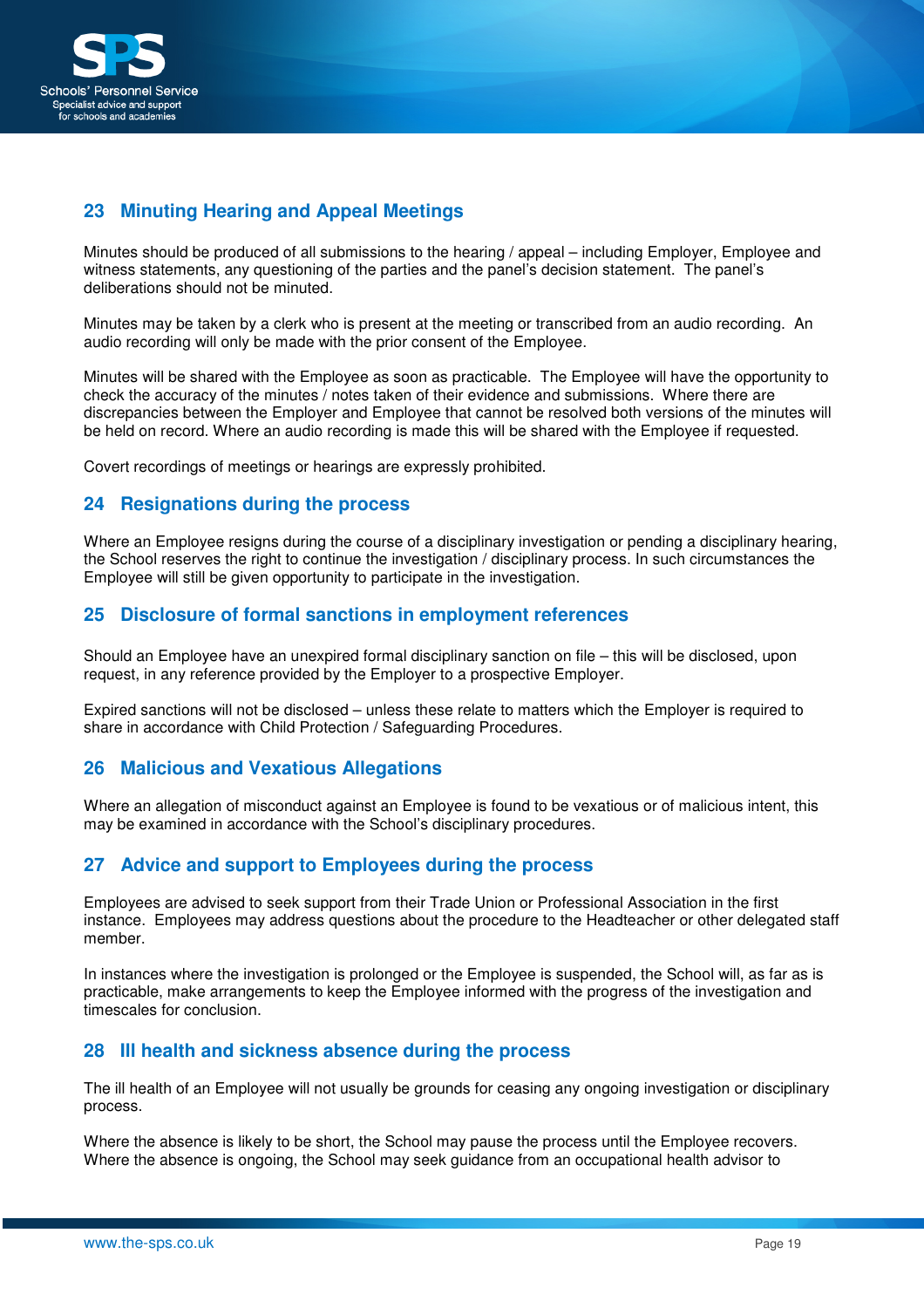## 23 Minuting Hearing and Appeal Meetings

Minutes should be produced of all submissions to the hearing / appeal – including Employer, Employee and witness statements, any questioning of the parties and the panel's decision statement. The panel's deliberations should not be minuted.

Minutes may be taken by a clerk who is present at the meeting or transcribed from an audio recording. An audio recording will only be made with the prior consent of the Employee.

Minutes will be shared with the Employee as soon as practicable. The Employee will have the opportunity to check the accuracy of the minutes / notes taken of their evidence and submissions. Where there are discrepancies between the Employer and Employee that cannot be resolved both versions of the minutes will be held on record. Where an audio recording is made this will be shared with the Employee if requested.

Covert recordings of meetings or hearings are expressly prohibited.

## 24 Resignations during the process

Where an Employee resigns during the course of a disciplinary investigation or pending a disciplinary hearing, the School reserves the right to continue the investigation / disciplinary process. In such circumstances the Employee will still be given opportunity to participate in the investigation.

## 25 Disclosure of formal sanctions in employment references

Should an Employee have an unexpired formal disciplinary sanction on file – this will be disclosed, upon request, in any reference provided by the Employer to a prospective Employer.

Expired sanctions will not be disclosed – unless these relate to matters which the Employer is required to share in accordance with Child Protection / Safeguarding Procedures.

## 26 Malicious and Vexatious Allegations

Where an allegation of misconduct against an Employee is found to be vexatious or of malicious intent, this may be examined in accordance with the School's disciplinary procedures.

## 27 Advice and support to Employees during the process

Employees are advised to seek support from their Trade Union or Professional Association in the first instance. Employees may address questions about the procedure to the Headteacher or other delegated staff member.

In instances where the investigation is prolonged or the Employee is suspended, the School will, as far as is practicable, make arrangements to keep the Employee informed with the progress of the investigation and timescales for conclusion.

## 28 Ill health and sickness absence during the process

The ill health of an Employee will not usually be grounds for ceasing any ongoing investigation or disciplinary process.

Where the absence is likely to be short, the School may pause the process until the Employee recovers. Where the absence is ongoing, the School may seek guidance from an occupational health advisor to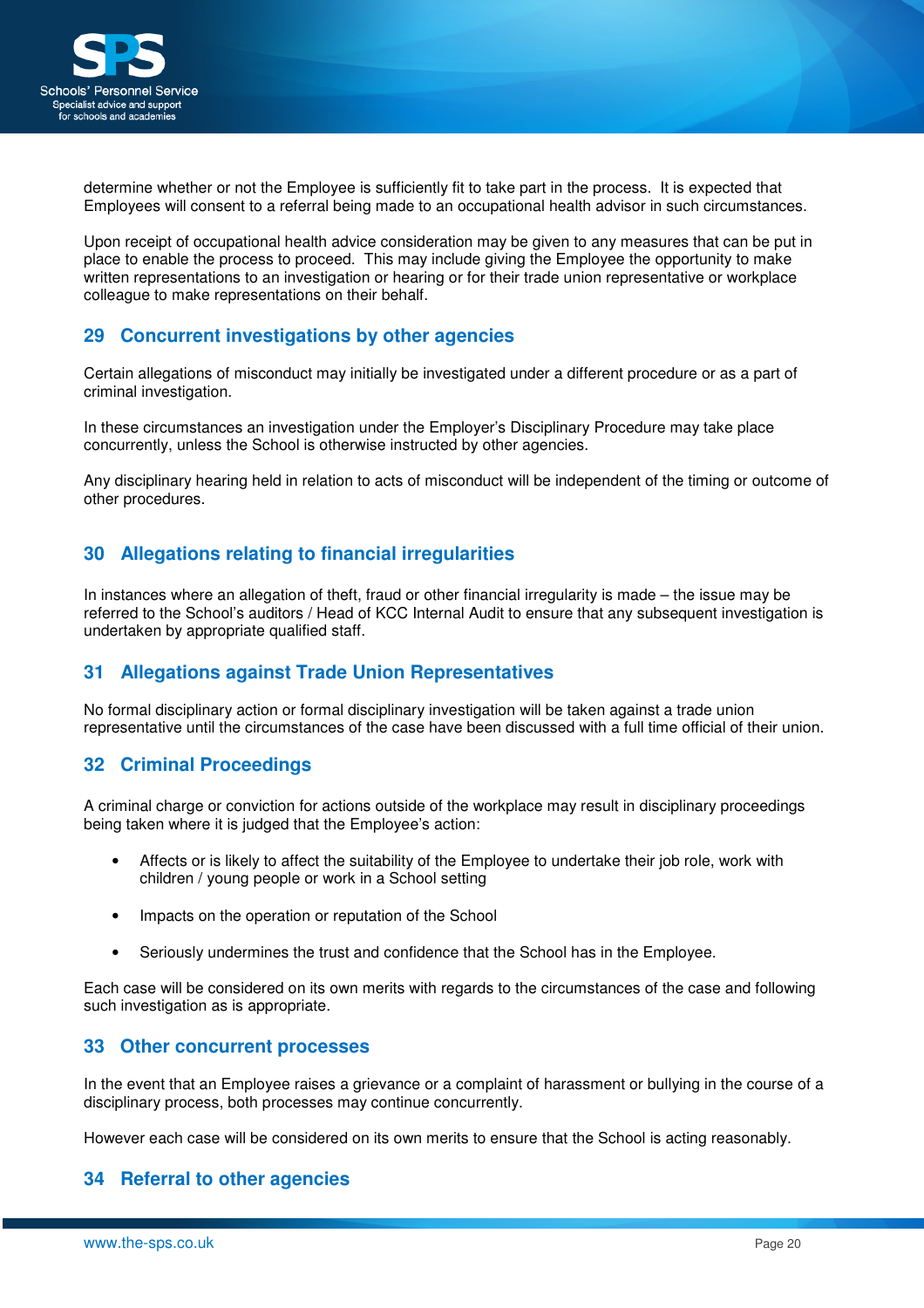determine whether or not the Employee is sufficiently fit to take part in the process. It is expected that Employees will consent to a referral being made to an occupational health advisor in such circumstances.

Upon receipt of occupational health advice consideration may be given to any measures that can be put in place to enable the process to proceed. This may include giving the Employee the opportunity to make written representations to an investigation or hearing or for their trade union representative or workplace colleague to make representations on their behalf.

## 29 Concurrent investigations by other agencies

Certain allegations of misconduct may initially be investigated under a different procedure or as a part of criminal investigation.

In these circumstances an investigation under the Employer's Disciplinary Procedure may take place concurrently, unless the School is otherwise instructed by other agencies.

Any disciplinary hearing held in relation to acts of misconduct will be independent of the timing or outcome of other procedures.

## 30 Allegations relating to financial irregularities

In instances where an allegation of theft, fraud or other financial irregularity is made – the issue may be referred to the School's auditors / Head of KCC Internal Audit to ensure that any subsequent investigation is undertaken by appropriate qualified staff.

## 31 Allegations against Trade Union Representatives

No formal disciplinary action or formal disciplinary investigation will be taken against a trade union representative until the circumstances of the case have been discussed with a full time official of their union.

## 32 Criminal Proceedings

A criminal charge or conviction for actions outside of the workplace may result in disciplinary proceedings being taken where it is judged that the Employee's action:

- Affects or is likely to affect the suitability of the Employee to undertake their job role, work with children / young people or work in a School setting
- Impacts on the operation or reputation of the School
- Seriously undermines the trust and confidence that the School has in the Employee.

Each case will be considered on its own merits with regards to the circumstances of the case and following such investigation as is appropriate.

## 33 Other concurrent processes

In the event that an Employee raises a grievance or a complaint of harassment or bullying in the course of a disciplinary process, both processes may continue concurrently.

However each case will be considered on its own merits to ensure that the School is acting reasonably.

## 34 Referral to other agencies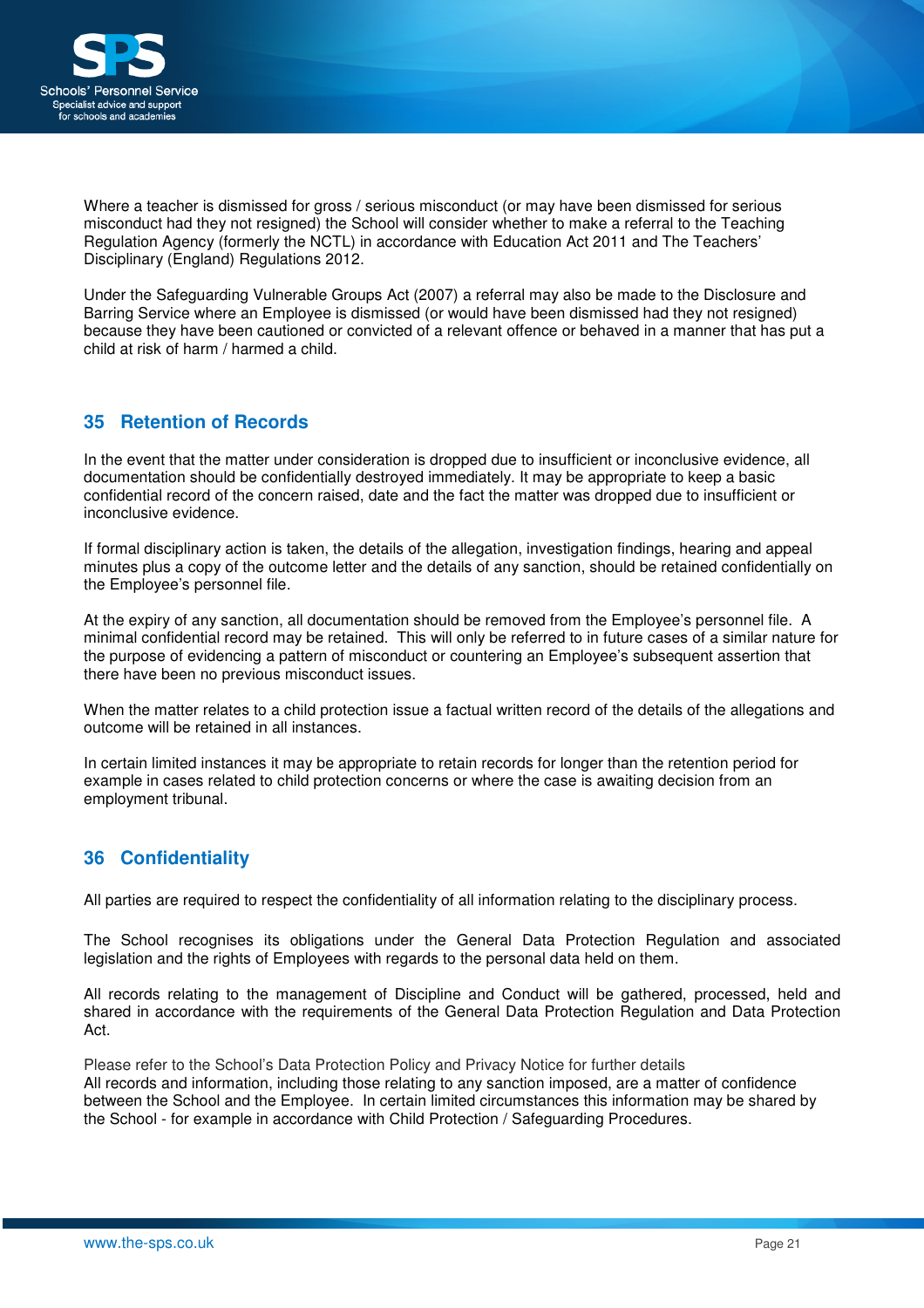Where a teacher is dismissed for gross / serious misconduct (or may have been dismissed for serious misconduct had they not resigned) the School will consider whether to make a referral to the Teaching Regulation Agency (formerly the NCTL) in accordance with Education Act 2011 and The Teachers' Disciplinary (England) Regulations 2012.

Under the Safeguarding Vulnerable Groups Act (2007) a referral may also be made to the Disclosure and Barring Service where an Employee is dismissed (or would have been dismissed had they not resigned) because they have been cautioned or convicted of a relevant offence or behaved in a manner that has put a child at risk of harm / harmed a child.

## 35 Retention of Records

In the event that the matter under consideration is dropped due to insufficient or inconclusive evidence, all documentation should be confidentially destroyed immediately. It may be appropriate to keep a basic confidential record of the concern raised, date and the fact the matter was dropped due to insufficient or inconclusive evidence.

If formal disciplinary action is taken, the details of the allegation, investigation findings, hearing and appeal minutes plus a copy of the outcome letter and the details of any sanction, should be retained confidentially on the Employee's personnel file.

At the expiry of any sanction, all documentation should be removed from the Employee's personnel file. A minimal confidential record may be retained. This will only be referred to in future cases of a similar nature for the purpose of evidencing a pattern of misconduct or countering an Employee's subsequent assertion that there have been no previous misconduct issues.

When the matter relates to a child protection issue a factual written record of the details of the allegations and outcome will be retained in all instances.

In certain limited instances it may be appropriate to retain records for longer than the retention period for example in cases related to child protection concerns or where the case is awaiting decision from an employment tribunal.

## 36 Confidentiality

All parties are required to respect the confidentiality of all information relating to the disciplinary process.

The School recognises its obligations under the General Data Protection Regulation and associated legislation and the rights of Employees with regards to the personal data held on them.

All records relating to the management of Discipline and Conduct will be gathered, processed, held and shared in accordance with the requirements of the General Data Protection Regulation and Data Protection Act.

Please refer to the School's Data Protection Policy and Privacy Notice for further details
All records and information, including those relating to any sanction imposed, are a matter of confidence between the School and the Employee. In certain limited circumstances this information may be shared by the School - for example in accordance with Child Protection / Safeguarding Procedures.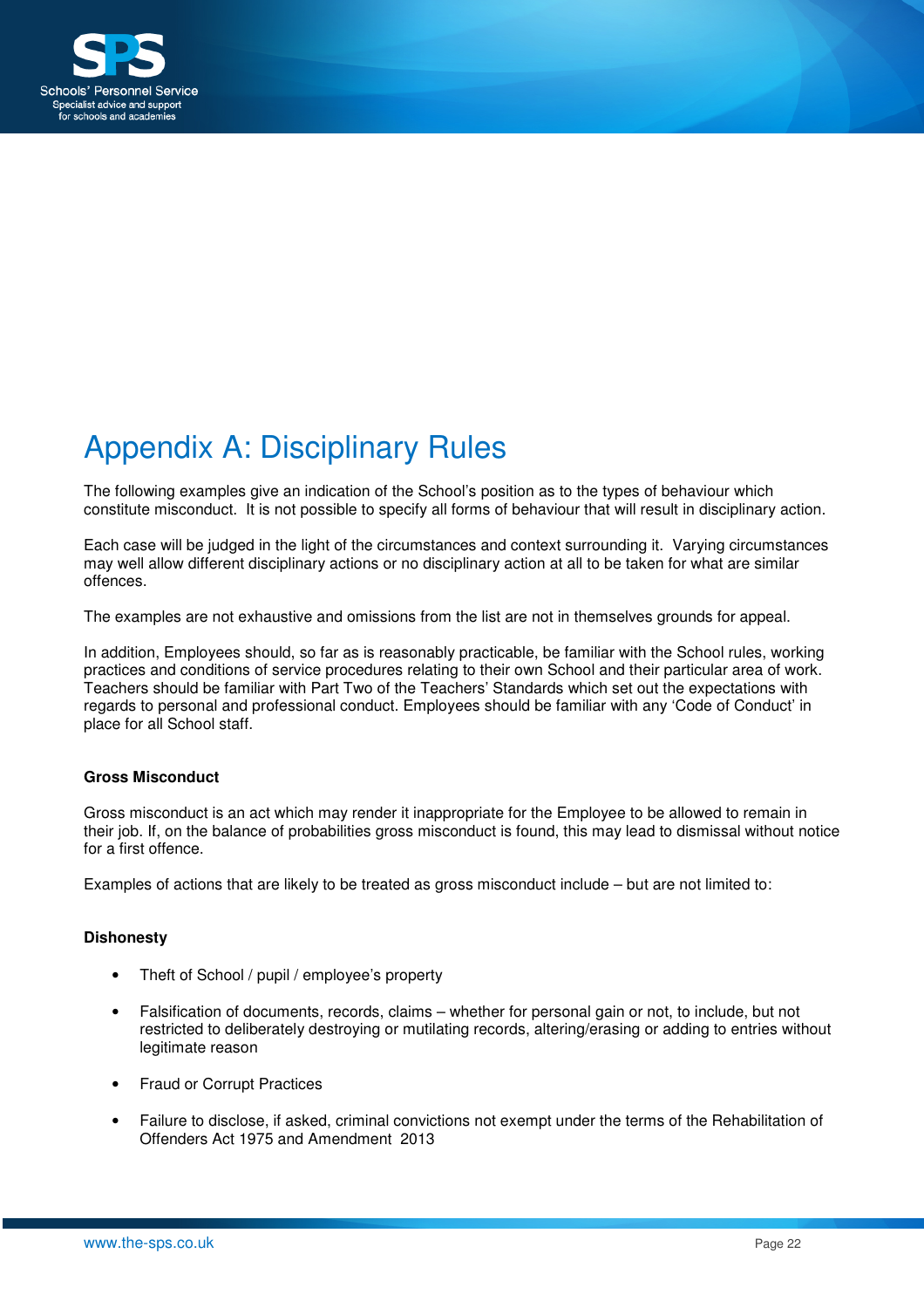# Appendix A: Disciplinary Rules

The following examples give an indication of the School's position as to the types of behaviour which constitute misconduct. It is not possible to specify all forms of behaviour that will result in disciplinary action.

Each case will be judged in the light of the circumstances and context surrounding it. Varying circumstances may well allow different disciplinary actions or no disciplinary action at all to be taken for what are similar offences.

The examples are not exhaustive and omissions from the list are not in themselves grounds for appeal.

In addition, Employees should, so far as is reasonably practicable, be familiar with the School rules, working practices and conditions of service procedures relating to their own School and their particular area of work. Teachers should be familiar with Part Two of the Teachers' Standards which set out the expectations with regards to personal and professional conduct. Employees should be familiar with any 'Code of Conduct' in place for all School staff.

**Gross Misconduct**

Gross misconduct is an act which may render it inappropriate for the Employee to be allowed to remain in their job. If, on the balance of probabilities gross misconduct is found, this may lead to dismissal without notice for a first offence.

Examples of actions that are likely to be treated as gross misconduct include – but are not limited to:

**Dishonesty**

- Theft of School / pupil / employee's property
- Falsification of documents, records, claims – whether for personal gain or not, to include, but not restricted to deliberately destroying or mutilating records, altering/erasing or adding to entries without legitimate reason
- Fraud or Corrupt Practices
- Failure to disclose, if asked, criminal convictions not exempt under the terms of the Rehabilitation of Offenders Act 1975 and Amendment 2013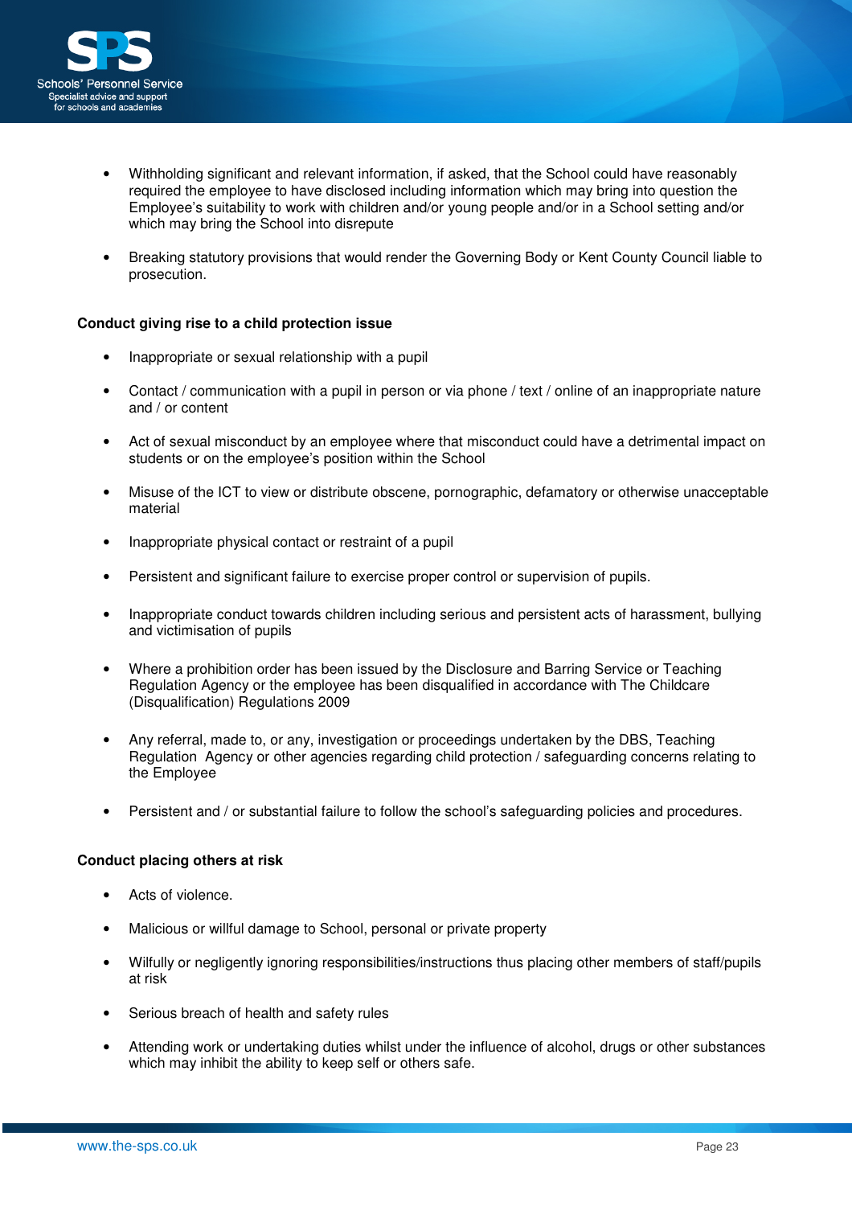- Withholding significant and relevant information, if asked, that the School could have reasonably required the employee to have disclosed including information which may bring into question the Employee's suitability to work with children and/or young people and/or in a School setting and/or which may bring the School into disrepute

- Breaking statutory provisions that would render the Governing Body or Kent County Council liable to prosecution.

**Conduct giving rise to a child protection issue**

- Inappropriate or sexual relationship with a pupil

- Contact / communication with a pupil in person or via phone / text / online of an inappropriate nature and / or content

- Act of sexual misconduct by an employee where that misconduct could have a detrimental impact on students or on the employee's position within the School

- Misuse of the ICT to view or distribute obscene, pornographic, defamatory or otherwise unacceptable material

- Inappropriate physical contact or restraint of a pupil

- Persistent and significant failure to exercise proper control or supervision of pupils.

- Inappropriate conduct towards children including serious and persistent acts of harassment, bullying and victimisation of pupils

- Where a prohibition order has been issued by the Disclosure and Barring Service or Teaching Regulation Agency or the employee has been disqualified in accordance with The Childcare (Disqualification) Regulations 2009

- Any referral, made to, or any, investigation or proceedings undertaken by the DBS, Teaching Regulation Agency or other agencies regarding child protection / safeguarding concerns relating to the Employee

- Persistent and / or substantial failure to follow the school's safeguarding policies and procedures.

**Conduct placing others at risk**

- Acts of violence.

- Malicious or willful damage to School, personal or private property

- Wilfully or negligently ignoring responsibilities/instructions thus placing other members of staff/pupils at risk

- Serious breach of health and safety rules

- Attending work or undertaking duties whilst under the influence of alcohol, drugs or other substances which may inhibit the ability to keep self or others safe.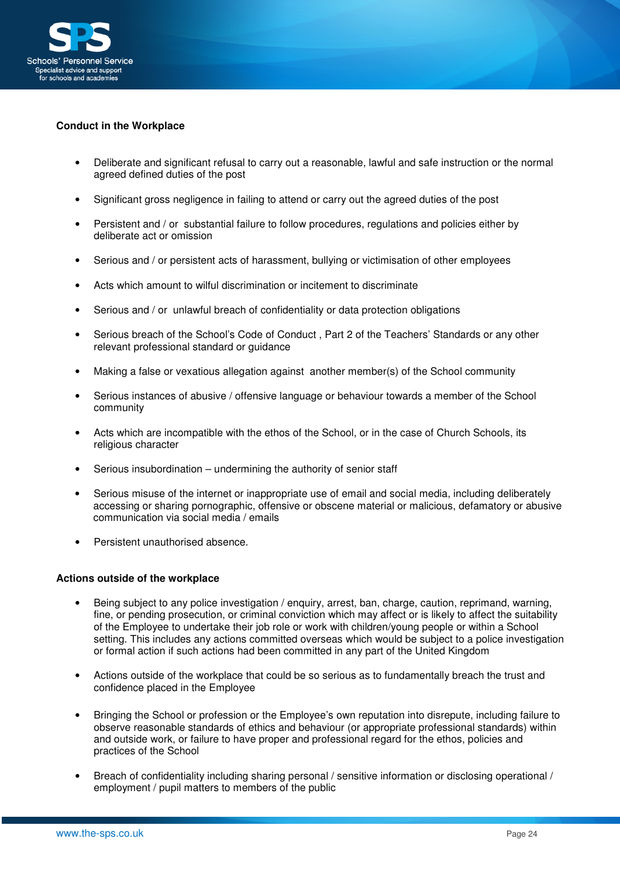**Conduct in the Workplace**

- Deliberate and significant refusal to carry out a reasonable, lawful and safe instruction or the normal agreed defined duties of the post
- Significant gross negligence in failing to attend or carry out the agreed duties of the post
- Persistent and / or substantial failure to follow procedures, regulations and policies either by deliberate act or omission
- Serious and / or persistent acts of harassment, bullying or victimisation of other employees
- Acts which amount to wilful discrimination or incitement to discriminate
- Serious and / or unlawful breach of confidentiality or data protection obligations
- Serious breach of the School's Code of Conduct , Part 2 of the Teachers' Standards or any other relevant professional standard or guidance
- Making a false or vexatious allegation against another member(s) of the School community
- Serious instances of abusive / offensive language or behaviour towards a member of the School community
- Acts which are incompatible with the ethos of the School, or in the case of Church Schools, its religious character
- Serious insubordination – undermining the authority of senior staff
- Serious misuse of the internet or inappropriate use of email and social media, including deliberately accessing or sharing pornographic, offensive or obscene material or malicious, defamatory or abusive communication via social media / emails
- Persistent unauthorised absence.

**Actions outside of the workplace**

- Being subject to any police investigation / enquiry, arrest, ban, charge, caution, reprimand, warning, fine, or pending prosecution, or criminal conviction which may affect or is likely to affect the suitability of the Employee to undertake their job role or work with children/young people or within a School setting. This includes any actions committed overseas which would be subject to a police investigation or formal action if such actions had been committed in any part of the United Kingdom
- Actions outside of the workplace that could be so serious as to fundamentally breach the trust and confidence placed in the Employee
- Bringing the School or profession or the Employee's own reputation into disrepute, including failure to observe reasonable standards of ethics and behaviour (or appropriate professional standards) within and outside work, or failure to have proper and professional regard for the ethos, policies and practices of the School
- Breach of confidentiality including sharing personal / sensitive information or disclosing operational / employment / pupil matters to members of the public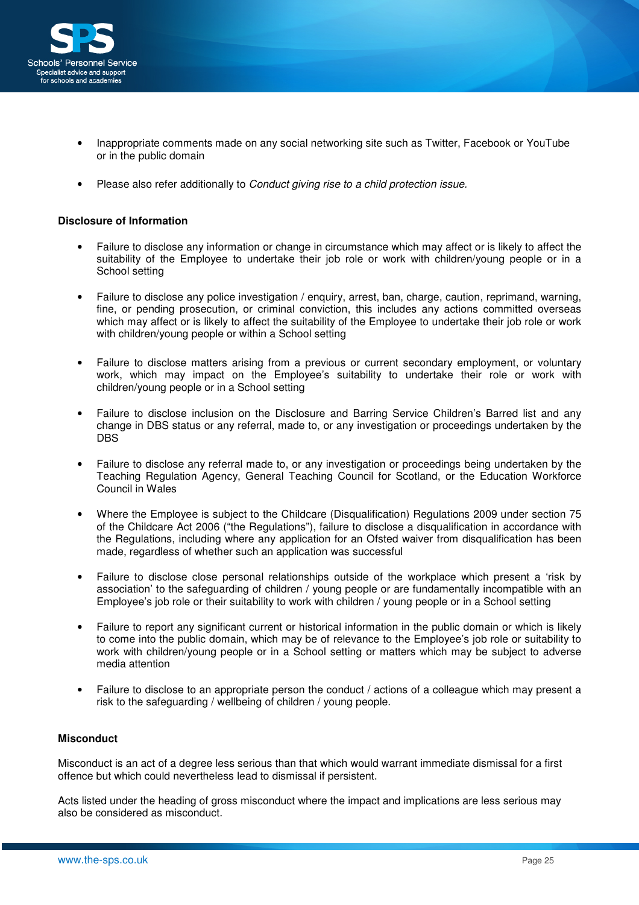- Inappropriate comments made on any social networking site such as Twitter, Facebook or YouTube or in the public domain
- Please also refer additionally to *Conduct giving rise to a child protection issue.*

**Disclosure of Information**

- Failure to disclose any information or change in circumstance which may affect or is likely to affect the suitability of the Employee to undertake their job role or work with children/young people or in a School setting
- Failure to disclose any police investigation / enquiry, arrest, ban, charge, caution, reprimand, warning, fine, or pending prosecution, or criminal conviction, this includes any actions committed overseas which may affect or is likely to affect the suitability of the Employee to undertake their job role or work with children/young people or within a School setting
- Failure to disclose matters arising from a previous or current secondary employment, or voluntary work, which may impact on the Employee's suitability to undertake their role or work with children/young people or in a School setting
- Failure to disclose inclusion on the Disclosure and Barring Service Children's Barred list and any change in DBS status or any referral, made to, or any investigation or proceedings undertaken by the DBS
- Failure to disclose any referral made to, or any investigation or proceedings being undertaken by the Teaching Regulation Agency, General Teaching Council for Scotland, or the Education Workforce Council in Wales
- Where the Employee is subject to the Childcare (Disqualification) Regulations 2009 under section 75 of the Childcare Act 2006 ("the Regulations"), failure to disclose a disqualification in accordance with the Regulations, including where any application for an Ofsted waiver from disqualification has been made, regardless of whether such an application was successful
- Failure to disclose close personal relationships outside of the workplace which present a 'risk by association' to the safeguarding of children / young people or are fundamentally incompatible with an Employee's job role or their suitability to work with children / young people or in a School setting
- Failure to report any significant current or historical information in the public domain or which is likely to come into the public domain, which may be of relevance to the Employee's job role or suitability to work with children/young people or in a School setting or matters which may be subject to adverse media attention
- Failure to disclose to an appropriate person the conduct / actions of a colleague which may present a risk to the safeguarding / wellbeing of children / young people.

**Misconduct**

Misconduct is an act of a degree less serious than that which would warrant immediate dismissal for a first offence but which could nevertheless lead to dismissal if persistent.

Acts listed under the heading of gross misconduct where the impact and implications are less serious may also be considered as misconduct.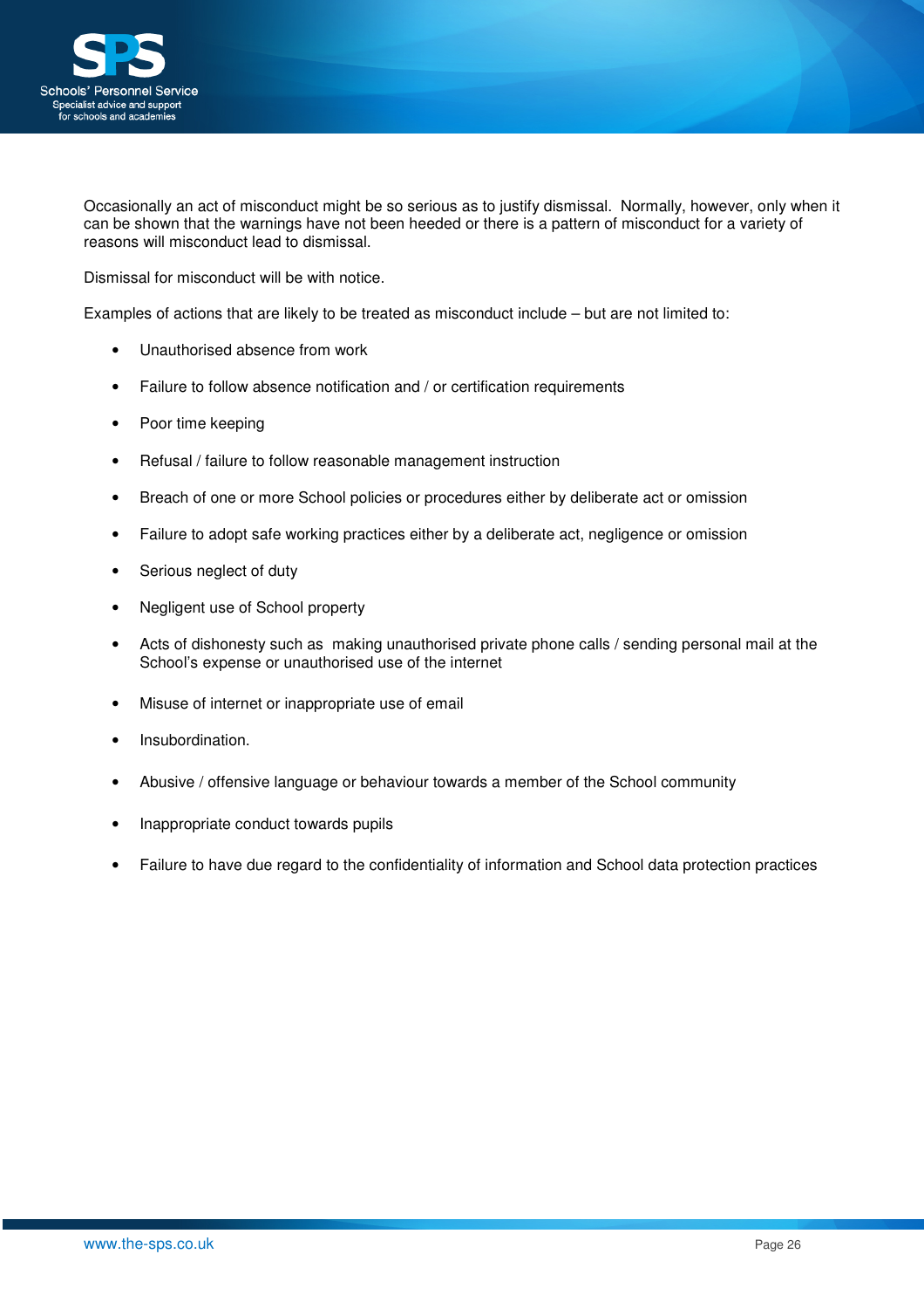Occasionally an act of misconduct might be so serious as to justify dismissal. Normally, however, only when it can be shown that the warnings have not been heeded or there is a pattern of misconduct for a variety of reasons will misconduct lead to dismissal.

Dismissal for misconduct will be with notice.

Examples of actions that are likely to be treated as misconduct include – but are not limited to:

- Unauthorised absence from work
- Failure to follow absence notification and / or certification requirements
- Poor time keeping
- Refusal / failure to follow reasonable management instruction
- Breach of one or more School policies or procedures either by deliberate act or omission
- Failure to adopt safe working practices either by a deliberate act, negligence or omission
- Serious neglect of duty
- Negligent use of School property
- Acts of dishonesty such as making unauthorised private phone calls / sending personal mail at the School's expense or unauthorised use of the internet
- Misuse of internet or inappropriate use of email
- Insubordination.
- Abusive / offensive language or behaviour towards a member of the School community
- Inappropriate conduct towards pupils
- Failure to have due regard to the confidentiality of information and School data protection practices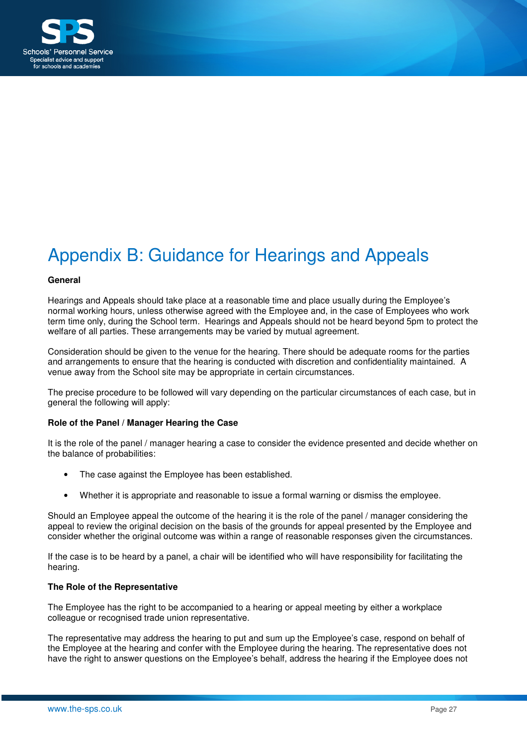# Appendix B: Guidance for Hearings and Appeals

**General**

Hearings and Appeals should take place at a reasonable time and place usually during the Employee's normal working hours, unless otherwise agreed with the Employee and, in the case of Employees who work term time only, during the School term. Hearings and Appeals should not be heard beyond 5pm to protect the welfare of all parties. These arrangements may be varied by mutual agreement.

Consideration should be given to the venue for the hearing. There should be adequate rooms for the parties and arrangements to ensure that the hearing is conducted with discretion and confidentiality maintained. A venue away from the School site may be appropriate in certain circumstances.

The precise procedure to be followed will vary depending on the particular circumstances of each case, but in general the following will apply:

**Role of the Panel / Manager Hearing the Case**

It is the role of the panel / manager hearing a case to consider the evidence presented and decide whether on the balance of probabilities:

- The case against the Employee has been established.
- Whether it is appropriate and reasonable to issue a formal warning or dismiss the employee.

Should an Employee appeal the outcome of the hearing it is the role of the panel / manager considering the appeal to review the original decision on the basis of the grounds for appeal presented by the Employee and consider whether the original outcome was within a range of reasonable responses given the circumstances.

If the case is to be heard by a panel, a chair will be identified who will have responsibility for facilitating the hearing.

**The Role of the Representative**

The Employee has the right to be accompanied to a hearing or appeal meeting by either a workplace colleague or recognised trade union representative.

The representative may address the hearing to put and sum up the Employee's case, respond on behalf of the Employee at the hearing and confer with the Employee during the hearing. The representative does not have the right to answer questions on the Employee's behalf, address the hearing if the Employee does not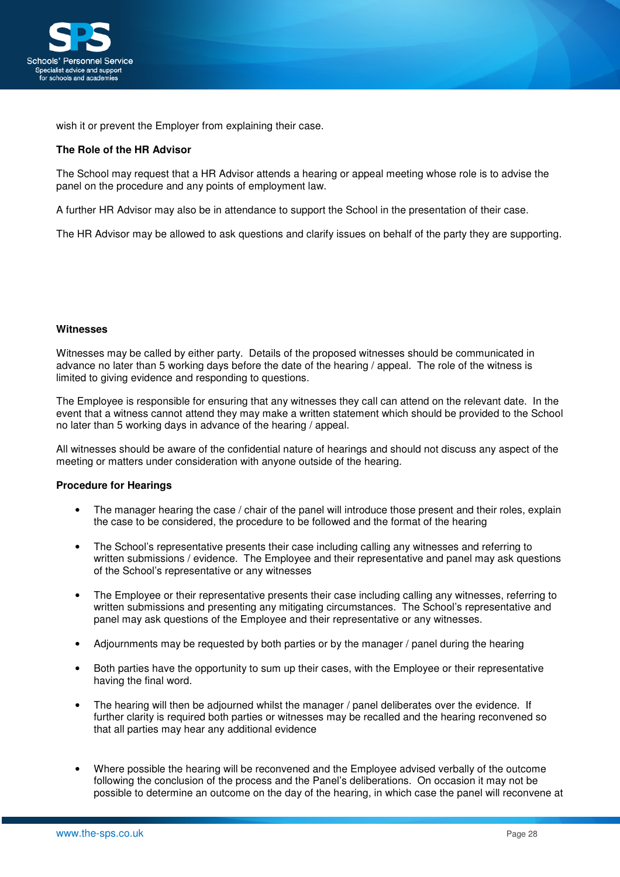wish it or prevent the Employer from explaining their case.

**The Role of the HR Advisor**

The School may request that a HR Advisor attends a hearing or appeal meeting whose role is to advise the panel on the procedure and any points of employment law.

A further HR Advisor may also be in attendance to support the School in the presentation of their case.

The HR Advisor may be allowed to ask questions and clarify issues on behalf of the party they are supporting.

**Witnesses**

Witnesses may be called by either party. Details of the proposed witnesses should be communicated in advance no later than 5 working days before the date of the hearing / appeal. The role of the witness is limited to giving evidence and responding to questions.

The Employee is responsible for ensuring that any witnesses they call can attend on the relevant date. In the event that a witness cannot attend they may make a written statement which should be provided to the School no later than 5 working days in advance of the hearing / appeal.

All witnesses should be aware of the confidential nature of hearings and should not discuss any aspect of the meeting or matters under consideration with anyone outside of the hearing.

**Procedure for Hearings**

- The manager hearing the case / chair of the panel will introduce those present and their roles, explain the case to be considered, the procedure to be followed and the format of the hearing
- The School's representative presents their case including calling any witnesses and referring to written submissions / evidence. The Employee and their representative and panel may ask questions of the School's representative or any witnesses
- The Employee or their representative presents their case including calling any witnesses, referring to written submissions and presenting any mitigating circumstances. The School's representative and panel may ask questions of the Employee and their representative or any witnesses.
- Adjournments may be requested by both parties or by the manager / panel during the hearing
- Both parties have the opportunity to sum up their cases, with the Employee or their representative having the final word.
- The hearing will then be adjourned whilst the manager / panel deliberates over the evidence. If further clarity is required both parties or witnesses may be recalled and the hearing reconvened so that all parties may hear any additional evidence
- Where possible the hearing will be reconvened and the Employee advised verbally of the outcome following the conclusion of the process and the Panel's deliberations. On occasion it may not be possible to determine an outcome on the day of the hearing, in which case the panel will reconvene at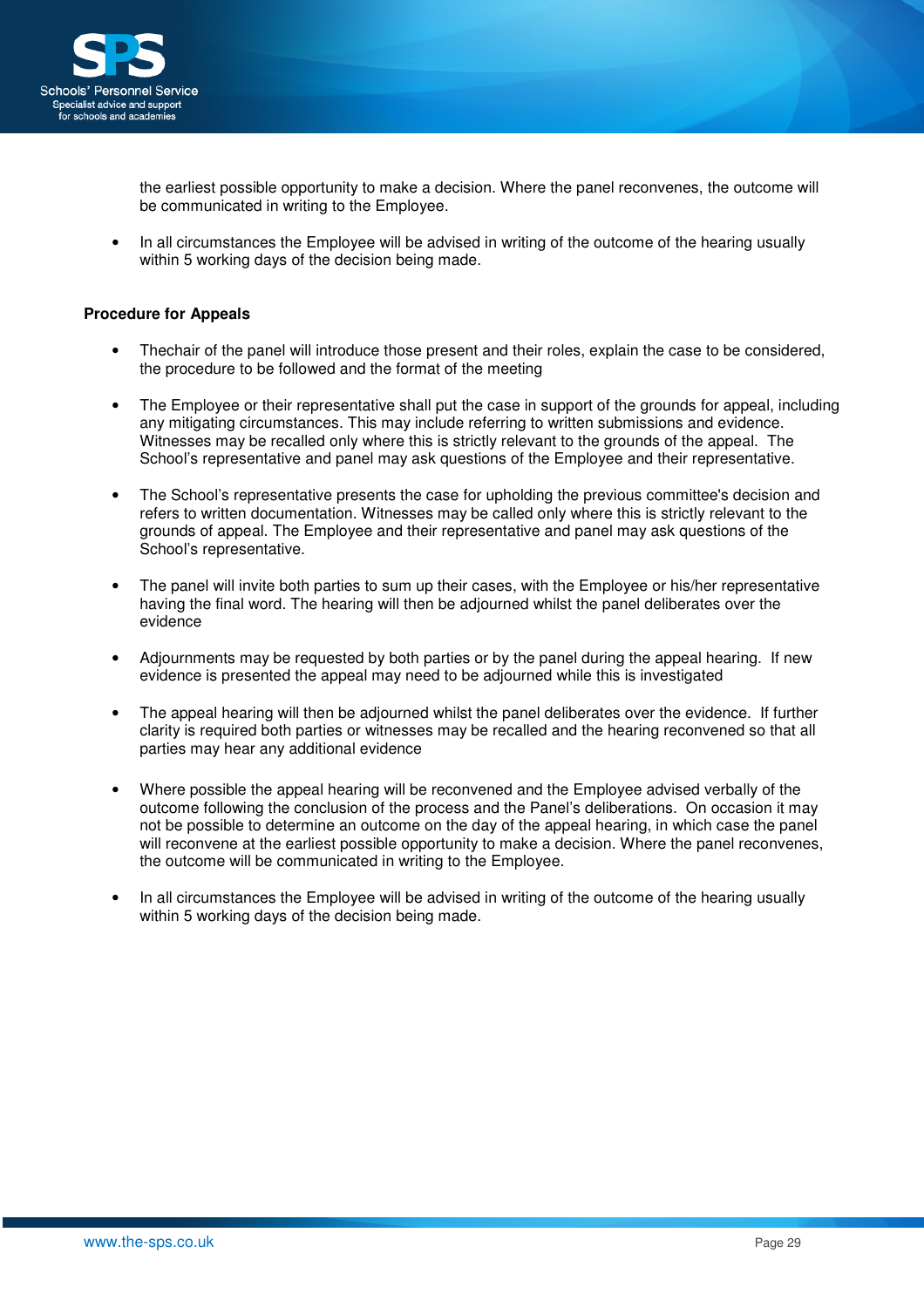the earliest possible opportunity to make a decision. Where the panel reconvenes, the outcome will be communicated in writing to the Employee.

- In all circumstances the Employee will be advised in writing of the outcome of the hearing usually within 5 working days of the decision being made.

**Procedure for Appeals**

- Thechair of the panel will introduce those present and their roles, explain the case to be considered, the procedure to be followed and the format of the meeting

- The Employee or their representative shall put the case in support of the grounds for appeal, including any mitigating circumstances. This may include referring to written submissions and evidence. Witnesses may be recalled only where this is strictly relevant to the grounds of the appeal. The School's representative and panel may ask questions of the Employee and their representative.

- The School's representative presents the case for upholding the previous committee's decision and refers to written documentation. Witnesses may be called only where this is strictly relevant to the grounds of appeal. The Employee and their representative and panel may ask questions of the School's representative.

- The panel will invite both parties to sum up their cases, with the Employee or his/her representative having the final word. The hearing will then be adjourned whilst the panel deliberates over the evidence

- Adjournments may be requested by both parties or by the panel during the appeal hearing. If new evidence is presented the appeal may need to be adjourned while this is investigated

- The appeal hearing will then be adjourned whilst the panel deliberates over the evidence. If further clarity is required both parties or witnesses may be recalled and the hearing reconvened so that all parties may hear any additional evidence

- Where possible the appeal hearing will be reconvened and the Employee advised verbally of the outcome following the conclusion of the process and the Panel's deliberations. On occasion it may not be possible to determine an outcome on the day of the appeal hearing, in which case the panel will reconvene at the earliest possible opportunity to make a decision. Where the panel reconvenes, the outcome will be communicated in writing to the Employee.

- In all circumstances the Employee will be advised in writing of the outcome of the hearing usually within 5 working days of the decision being made.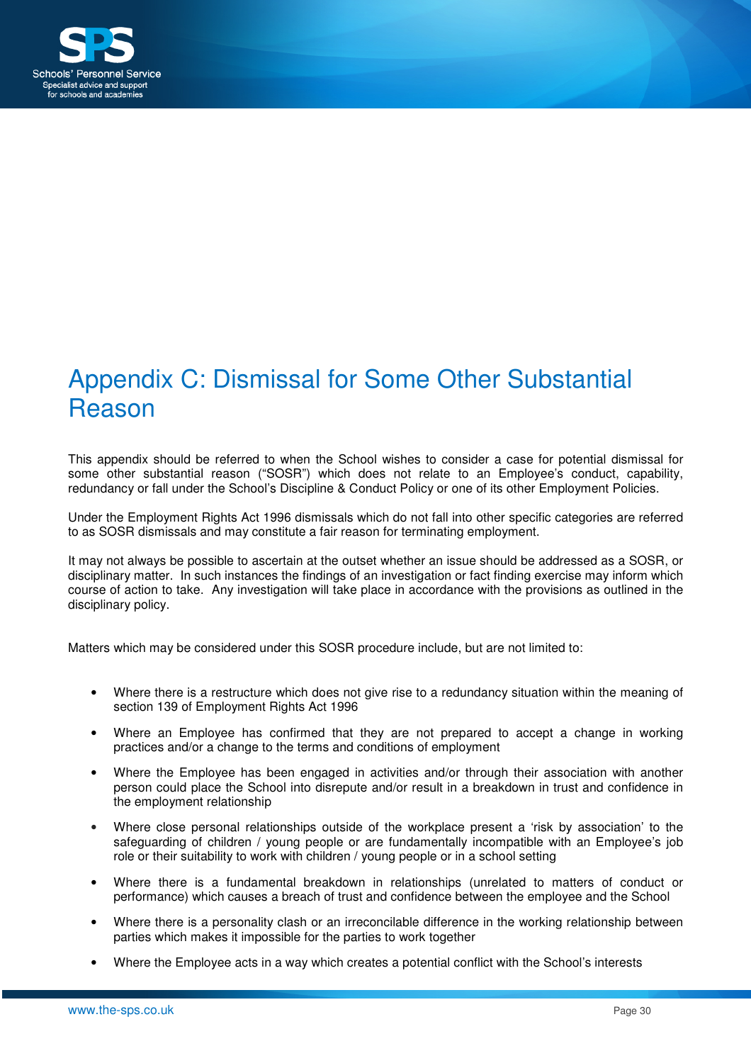# Appendix C: Dismissal for Some Other Substantial Reason

This appendix should be referred to when the School wishes to consider a case for potential dismissal for some other substantial reason ("SOSR") which does not relate to an Employee's conduct, capability, redundancy or fall under the School's Discipline & Conduct Policy or one of its other Employment Policies.

Under the Employment Rights Act 1996 dismissals which do not fall into other specific categories are referred to as SOSR dismissals and may constitute a fair reason for terminating employment.

It may not always be possible to ascertain at the outset whether an issue should be addressed as a SOSR, or disciplinary matter. In such instances the findings of an investigation or fact finding exercise may inform which course of action to take. Any investigation will take place in accordance with the provisions as outlined in the disciplinary policy.

Matters which may be considered under this SOSR procedure include, but are not limited to:

- Where there is a restructure which does not give rise to a redundancy situation within the meaning of section 139 of Employment Rights Act 1996
- Where an Employee has confirmed that they are not prepared to accept a change in working practices and/or a change to the terms and conditions of employment
- Where the Employee has been engaged in activities and/or through their association with another person could place the School into disrepute and/or result in a breakdown in trust and confidence in the employment relationship
- Where close personal relationships outside of the workplace present a 'risk by association' to the safeguarding of children / young people or are fundamentally incompatible with an Employee's job role or their suitability to work with children / young people or in a school setting
- Where there is a fundamental breakdown in relationships (unrelated to matters of conduct or performance) which causes a breach of trust and confidence between the employee and the School
- Where there is a personality clash or an irreconcilable difference in the working relationship between parties which makes it impossible for the parties to work together
- Where the Employee acts in a way which creates a potential conflict with the School's interests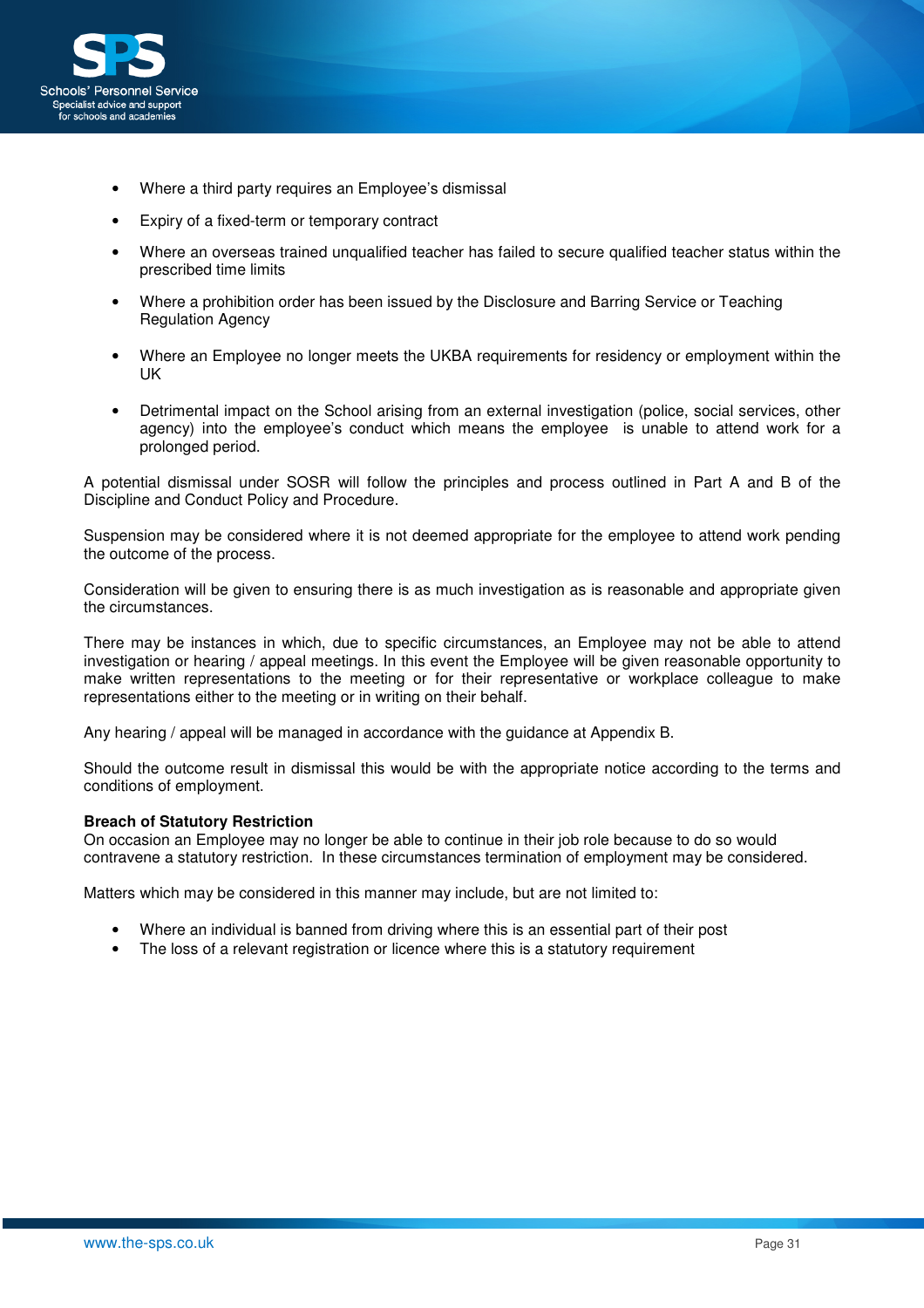- Where a third party requires an Employee's dismissal
- Expiry of a fixed-term or temporary contract
- Where an overseas trained unqualified teacher has failed to secure qualified teacher status within the prescribed time limits
- Where a prohibition order has been issued by the Disclosure and Barring Service or Teaching Regulation Agency
- Where an Employee no longer meets the UKBA requirements for residency or employment within the UK
- Detrimental impact on the School arising from an external investigation (police, social services, other agency) into the employee's conduct which means the employee is unable to attend work for a prolonged period.

A potential dismissal under SOSR will follow the principles and process outlined in Part A and B of the Discipline and Conduct Policy and Procedure.

Suspension may be considered where it is not deemed appropriate for the employee to attend work pending the outcome of the process.

Consideration will be given to ensuring there is as much investigation as is reasonable and appropriate given the circumstances.

There may be instances in which, due to specific circumstances, an Employee may not be able to attend investigation or hearing / appeal meetings. In this event the Employee will be given reasonable opportunity to make written representations to the meeting or for their representative or workplace colleague to make representations either to the meeting or in writing on their behalf.

Any hearing / appeal will be managed in accordance with the guidance at Appendix B.

Should the outcome result in dismissal this would be with the appropriate notice according to the terms and conditions of employment.

**Breach of Statutory Restriction**

On occasion an Employee may no longer be able to continue in their job role because to do so would contravene a statutory restriction. In these circumstances termination of employment may be considered.

Matters which may be considered in this manner may include, but are not limited to:

- Where an individual is banned from driving where this is an essential part of their post
- The loss of a relevant registration or licence where this is a statutory requirement